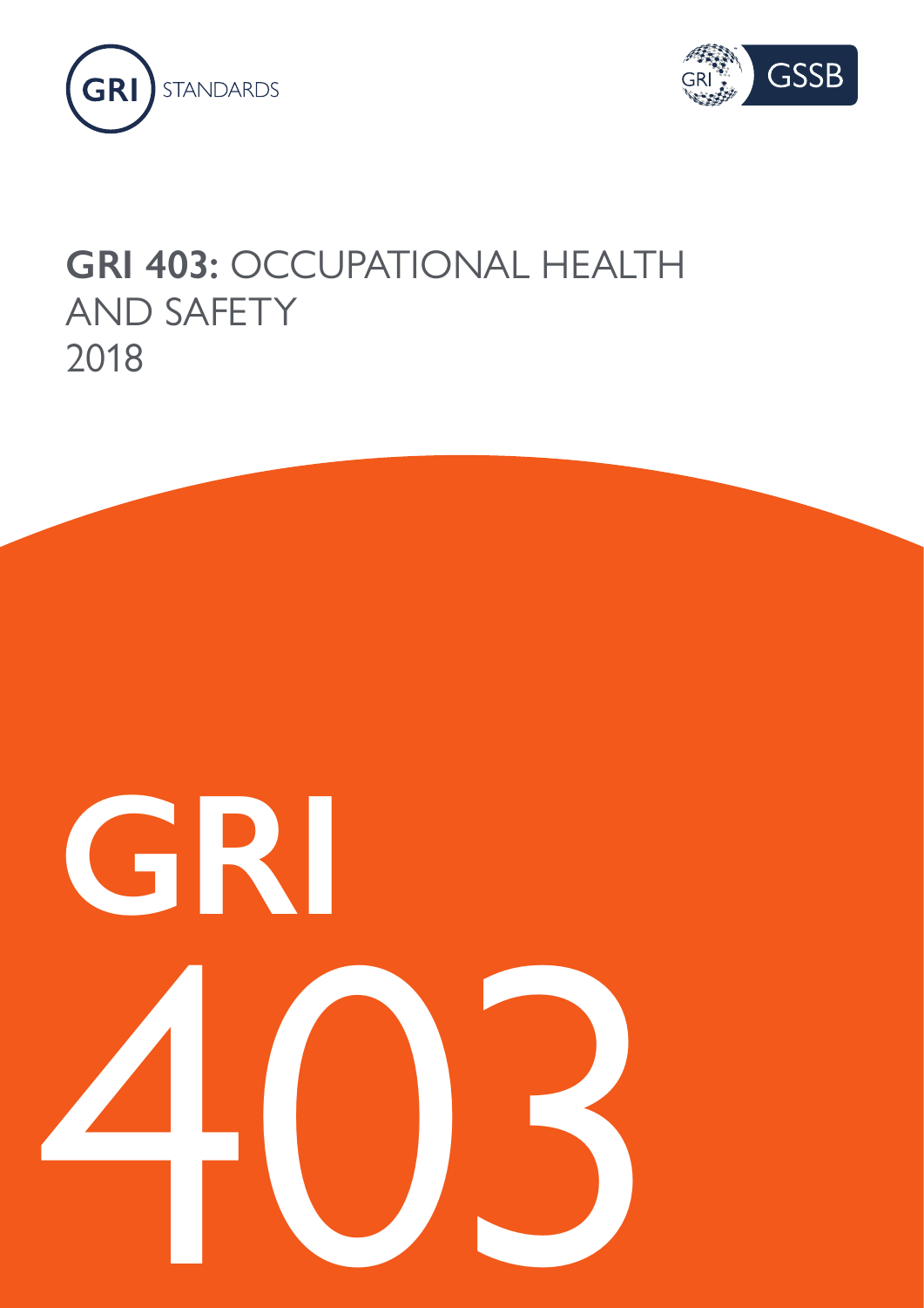GRI STANDARDS

GRI GSSB

# GRI 403: OCCUPATIONAL HEALTH AND SAFETY 2018

GRI

403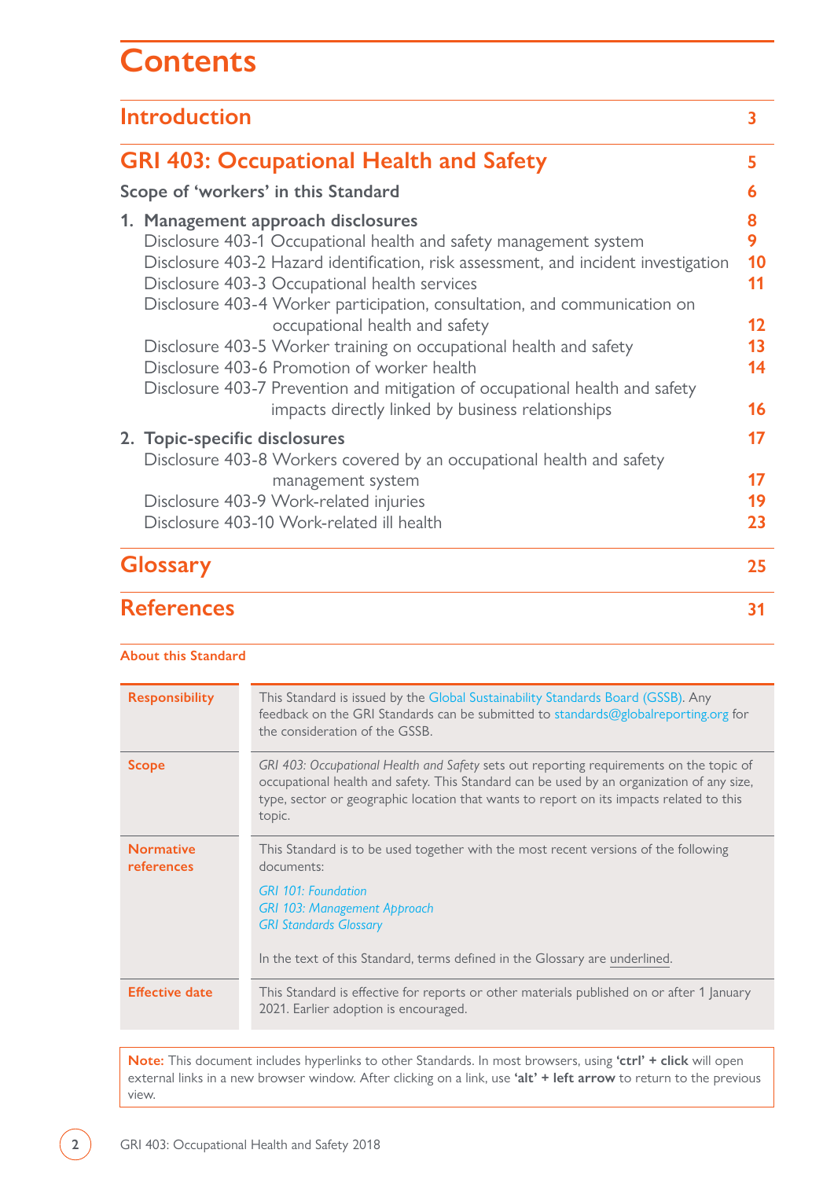# Contents

| | |
|---|---|
| **Introduction** | 3 |
| **GRI 403: Occupational Health and Safety** | 5 |
| **Scope of 'workers' in this Standard** | 6 |
| **1. Management approach disclosures** | 8 |
| Disclosure 403-1 Occupational health and safety management system | 9 |
| Disclosure 403-2 Hazard identification, risk assessment, and incident investigation | 10 |
| Disclosure 403-3 Occupational health services | 11 |
| Disclosure 403-4 Worker participation, consultation, and communication on occupational health and safety | 12 |
| Disclosure 403-5 Worker training on occupational health and safety | 13 |
| Disclosure 403-6 Promotion of worker health | 14 |
| Disclosure 403-7 Prevention and mitigation of occupational health and safety impacts directly linked by business relationships | 16 |
| **2. Topic-specific disclosures** | 17 |
| Disclosure 403-8 Workers covered by an occupational health and safety management system | 17 |
| Disclosure 403-9 Work-related injuries | 19 |
| Disclosure 403-10 Work-related ill health | 23 |
| **Glossary** | 25 |
| **References** | 31 |

**About this Standard**

| | |
|---|---|
| **Responsibility** | This Standard is issued by the Global Sustainability Standards Board (GSSB). Any feedback on the GRI Standards can be submitted to standards@globalreporting.org for the consideration of the GSSB. |
| **Scope** | *GRI 403: Occupational Health and Safety* sets out reporting requirements on the topic of occupational health and safety. This Standard can be used by an organization of any size, type, sector or geographic location that wants to report on its impacts related to this topic. |
| **Normative references** | This Standard is to be used together with the most recent versions of the following documents:<br>*GRI 101: Foundation*<br>*GRI 103: Management Approach*<br>*GRI Standards Glossary*<br><br>In the text of this Standard, terms defined in the Glossary are underlined. |
| **Effective date** | This Standard is effective for reports or other materials published on or after 1 January 2021. Earlier adoption is encouraged. |

**Note:** This document includes hyperlinks to other Standards. In most browsers, using **'ctrl' + click** will open external links in a new browser window. After clicking on a link, use **'alt' + left arrow** to return to the previous view.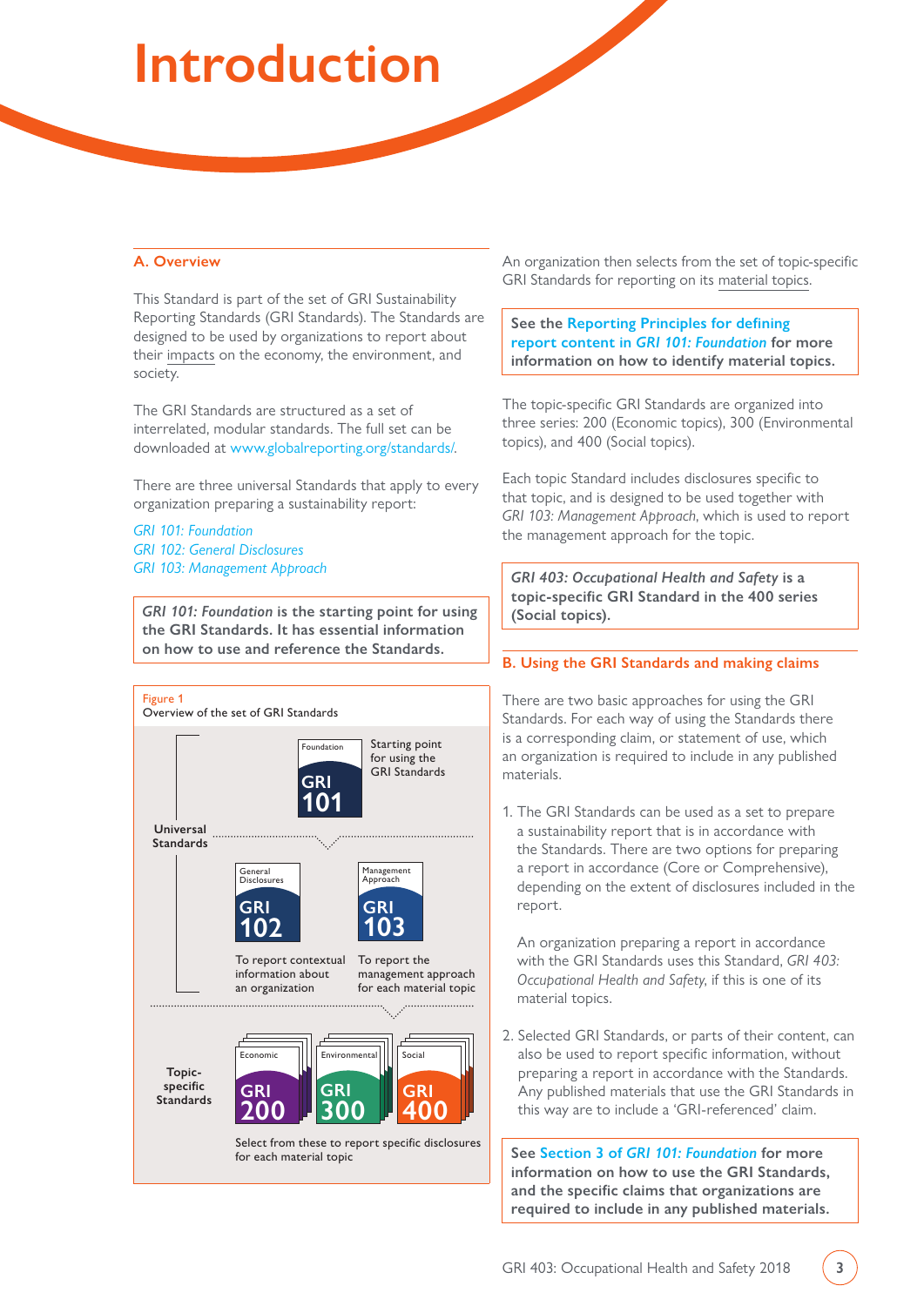# Introduction

## A. Overview

This Standard is part of the set of GRI Sustainability Reporting Standards (GRI Standards). The Standards are designed to be used by organizations to report about their impacts on the economy, the environment, and society.

The GRI Standards are structured as a set of interrelated, modular standards. The full set can be downloaded at www.globalreporting.org/standards/.

There are three universal Standards that apply to every organization preparing a sustainability report:

*GRI 101: Foundation*
*GRI 102: General Disclosures*
*GRI 103: Management Approach*

***GRI 101: Foundation*** **is the starting point for using the GRI Standards. It has essential information on how to use and reference the Standards.**

Figure 1
Overview of the set of GRI Standards

Universal Standards:
- Foundation — GRI 101 — Starting point for using the GRI Standards
- General Disclosures — GRI 102 — To report contextual information about an organization
- Management Approach — GRI 103 — To report the management approach for each material topic

Topic-specific Standards:
- Economic — GRI 200
- Environmental — GRI 300
- Social — GRI 400

Select from these to report specific disclosures for each material topic

An organization then selects from the set of topic-specific GRI Standards for reporting on its material topics.

**See the Reporting Principles for defining report content in *GRI 101: Foundation* for more information on how to identify material topics.**

The topic-specific GRI Standards are organized into three series: 200 (Economic topics), 300 (Environmental topics), and 400 (Social topics).

Each topic Standard includes disclosures specific to that topic, and is designed to be used together with *GRI 103: Management Approach*, which is used to report the management approach for the topic.

***GRI 403: Occupational Health and Safety*** **is a topic-specific GRI Standard in the 400 series (Social topics).**

## B. Using the GRI Standards and making claims

There are two basic approaches for using the GRI Standards. For each way of using the Standards there is a corresponding claim, or statement of use, which an organization is required to include in any published materials.

1. The GRI Standards can be used as a set to prepare a sustainability report that is in accordance with the Standards. There are two options for preparing a report in accordance (Core or Comprehensive), depending on the extent of disclosures included in the report.

   An organization preparing a report in accordance with the GRI Standards uses this Standard, *GRI 403: Occupational Health and Safety*, if this is one of its material topics.

2. Selected GRI Standards, or parts of their content, can also be used to report specific information, without preparing a report in accordance with the Standards. Any published materials that use the GRI Standards in this way are to include a 'GRI-referenced' claim.

**See Section 3 of *GRI 101: Foundation* for more information on how to use the GRI Standards, and the specific claims that organizations are required to include in any published materials.**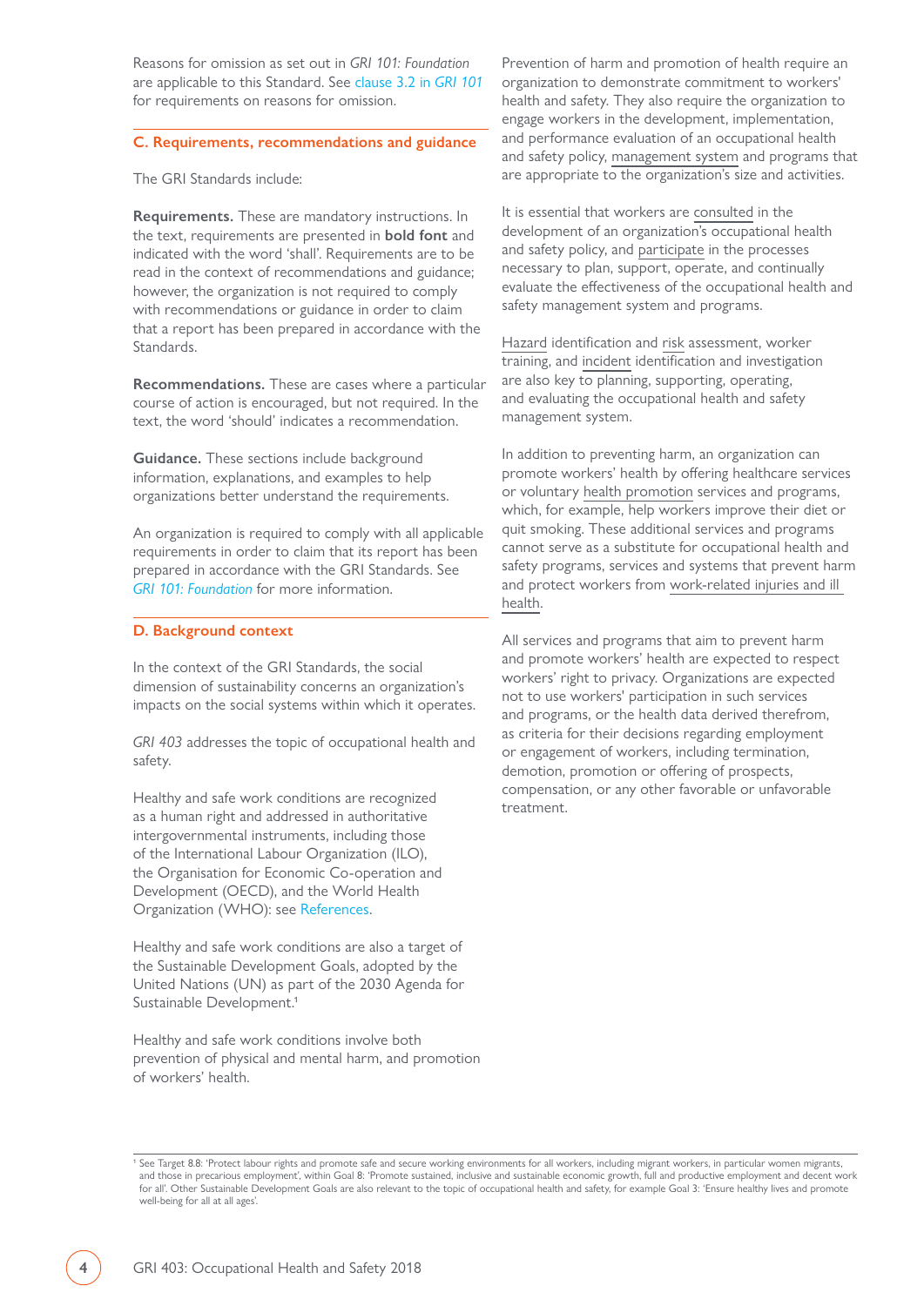Reasons for omission as set out in *GRI 101: Foundation* are applicable to this Standard. See clause 3.2 in *GRI 101* for requirements on reasons for omission.

## C. Requirements, recommendations and guidance

The GRI Standards include:

**Requirements.** These are mandatory instructions. In the text, requirements are presented in **bold font** and indicated with the word 'shall'. Requirements are to be read in the context of recommendations and guidance; however, the organization is not required to comply with recommendations or guidance in order to claim that a report has been prepared in accordance with the Standards.

**Recommendations.** These are cases where a particular course of action is encouraged, but not required. In the text, the word 'should' indicates a recommendation.

**Guidance.** These sections include background information, explanations, and examples to help organizations better understand the requirements.

An organization is required to comply with all applicable requirements in order to claim that its report has been prepared in accordance with the GRI Standards. See *GRI 101: Foundation* for more information.

## D. Background context

In the context of the GRI Standards, the social dimension of sustainability concerns an organization's impacts on the social systems within which it operates.

*GRI 403* addresses the topic of occupational health and safety.

Healthy and safe work conditions are recognized as a human right and addressed in authoritative intergovernmental instruments, including those of the International Labour Organization (ILO), the Organisation for Economic Co-operation and Development (OECD), and the World Health Organization (WHO): see References.

Healthy and safe work conditions are also a target of the Sustainable Development Goals, adopted by the United Nations (UN) as part of the 2030 Agenda for Sustainable Development.[1]

Healthy and safe work conditions involve both prevention of physical and mental harm, and promotion of workers' health.

Prevention of harm and promotion of health require an organization to demonstrate commitment to workers' health and safety. They also require the organization to engage workers in the development, implementation, and performance evaluation of an occupational health and safety policy, management system and programs that are appropriate to the organization's size and activities.

It is essential that workers are consulted in the development of an organization's occupational health and safety policy, and participate in the processes necessary to plan, support, operate, and continually evaluate the effectiveness of the occupational health and safety management system and programs.

Hazard identification and risk assessment, worker training, and incident identification and investigation are also key to planning, supporting, operating, and evaluating the occupational health and safety management system.

In addition to preventing harm, an organization can promote workers' health by offering healthcare services or voluntary health promotion services and programs, which, for example, help workers improve their diet or quit smoking. These additional services and programs cannot serve as a substitute for occupational health and safety programs, services and systems that prevent harm and protect workers from work-related injuries and ill health.

All services and programs that aim to prevent harm and promote workers' health are expected to respect workers' right to privacy. Organizations are expected not to use workers' participation in such services and programs, or the health data derived therefrom, as criteria for their decisions regarding employment or engagement of workers, including termination, demotion, promotion or offering of prospects, compensation, or any other favorable or unfavorable treatment.

[1] See Target 8.8: 'Protect labour rights and promote safe and secure working environments for all workers, including migrant workers, in particular women migrants, and those in precarious employment', within Goal 8: 'Promote sustained, inclusive and sustainable economic growth, full and productive employment and decent work for all'. Other Sustainable Development Goals are also relevant to the topic of occupational health and safety, for example Goal 3: 'Ensure healthy lives and promote well-being for all at all ages'.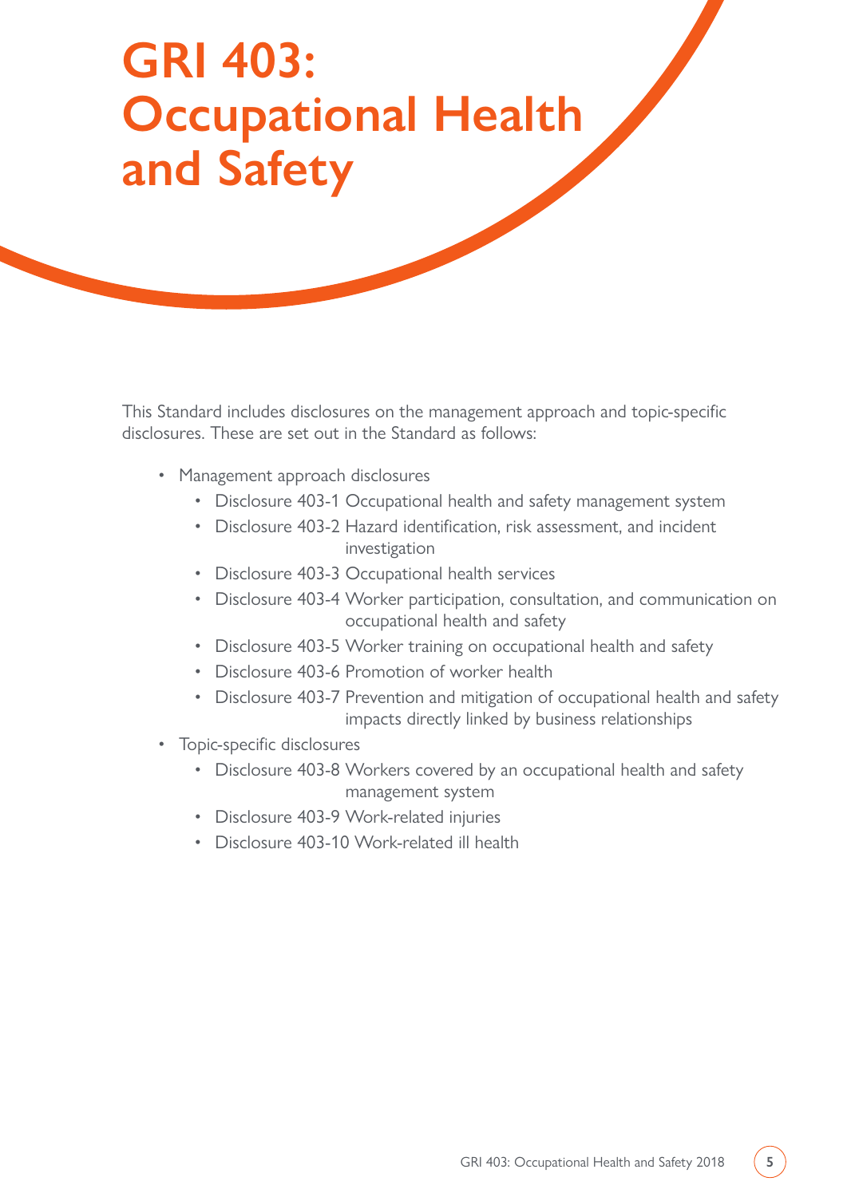# GRI 403: Occupational Health and Safety

This Standard includes disclosures on the management approach and topic-specific disclosures. These are set out in the Standard as follows:

- Management approach disclosures
  - Disclosure 403-1 Occupational health and safety management system
  - Disclosure 403-2 Hazard identification, risk assessment, and incident investigation
  - Disclosure 403-3 Occupational health services
  - Disclosure 403-4 Worker participation, consultation, and communication on occupational health and safety
  - Disclosure 403-5 Worker training on occupational health and safety
  - Disclosure 403-6 Promotion of worker health
  - Disclosure 403-7 Prevention and mitigation of occupational health and safety impacts directly linked by business relationships
- Topic-specific disclosures
  - Disclosure 403-8 Workers covered by an occupational health and safety management system
  - Disclosure 403-9 Work-related injuries
  - Disclosure 403-10 Work-related ill health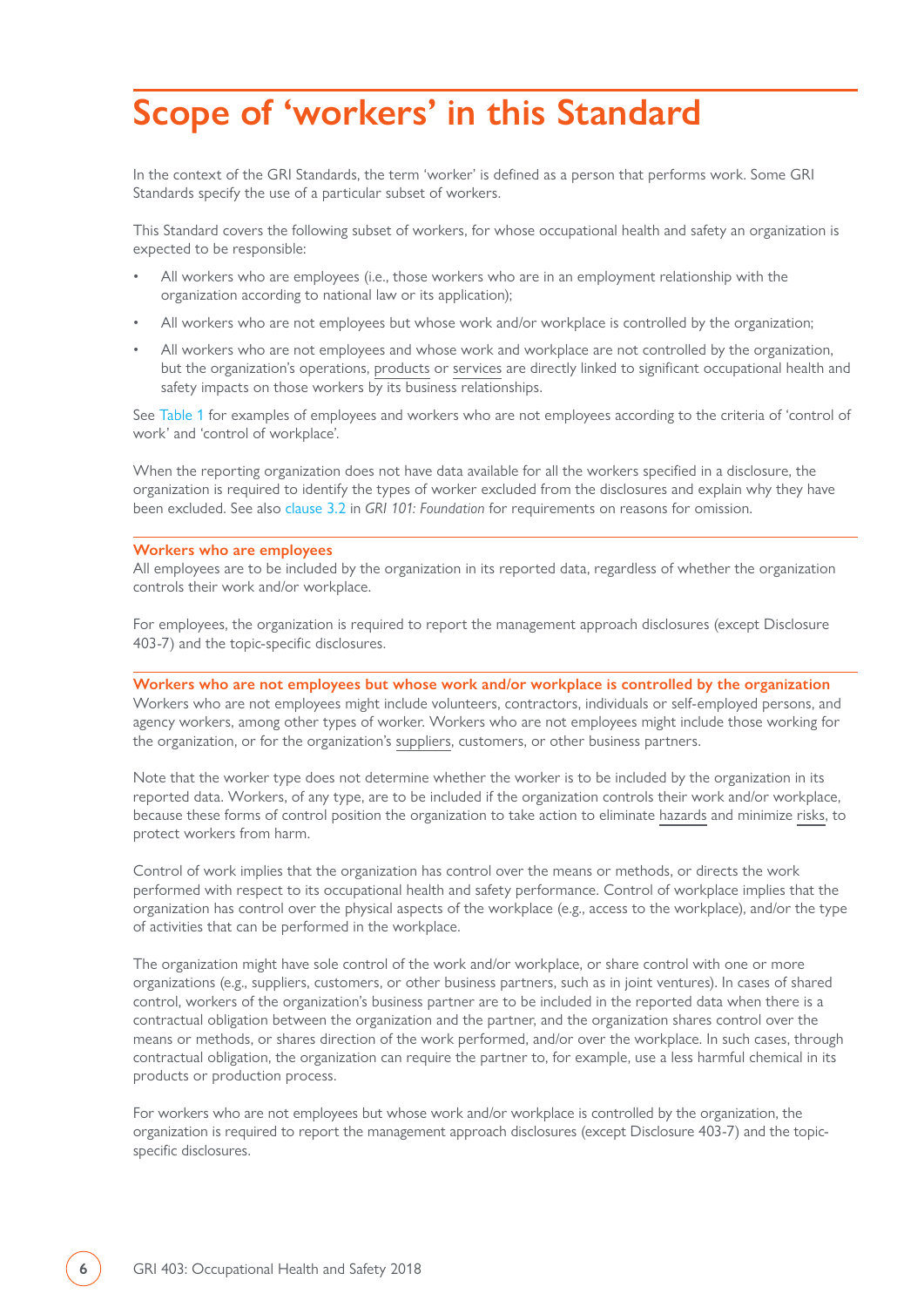# Scope of 'workers' in this Standard

In the context of the GRI Standards, the term 'worker' is defined as a person that performs work. Some GRI Standards specify the use of a particular subset of workers.

This Standard covers the following subset of workers, for whose occupational health and safety an organization is expected to be responsible:

- All workers who are employees (i.e., those workers who are in an employment relationship with the organization according to national law or its application);
- All workers who are not employees but whose work and/or workplace is controlled by the organization;
- All workers who are not employees and whose work and workplace are not controlled by the organization, but the organization's operations, products or services are directly linked to significant occupational health and safety impacts on those workers by its business relationships.

See Table 1 for examples of employees and workers who are not employees according to the criteria of 'control of work' and 'control of workplace'.

When the reporting organization does not have data available for all the workers specified in a disclosure, the organization is required to identify the types of worker excluded from the disclosures and explain why they have been excluded. See also clause 3.2 in *GRI 101: Foundation* for requirements on reasons for omission.

### Workers who are employees

All employees are to be included by the organization in its reported data, regardless of whether the organization controls their work and/or workplace.

For employees, the organization is required to report the management approach disclosures (except Disclosure 403-7) and the topic-specific disclosures.

### Workers who are not employees but whose work and/or workplace is controlled by the organization

Workers who are not employees might include volunteers, contractors, individuals or self-employed persons, and agency workers, among other types of worker. Workers who are not employees might include those working for the organization, or for the organization's suppliers, customers, or other business partners.

Note that the worker type does not determine whether the worker is to be included by the organization in its reported data. Workers, of any type, are to be included if the organization controls their work and/or workplace, because these forms of control position the organization to take action to eliminate hazards and minimize risks, to protect workers from harm.

Control of work implies that the organization has control over the means or methods, or directs the work performed with respect to its occupational health and safety performance. Control of workplace implies that the organization has control over the physical aspects of the workplace (e.g., access to the workplace), and/or the type of activities that can be performed in the workplace.

The organization might have sole control of the work and/or workplace, or share control with one or more organizations (e.g., suppliers, customers, or other business partners, such as in joint ventures). In cases of shared control, workers of the organization's business partner are to be included in the reported data when there is a contractual obligation between the organization and the partner, and the organization shares control over the means or methods, or shares direction of the work performed, and/or over the workplace. In such cases, through contractual obligation, the organization can require the partner to, for example, use a less harmful chemical in its products or production process.

For workers who are not employees but whose work and/or workplace is controlled by the organization, the organization is required to report the management approach disclosures (except Disclosure 403-7) and the topic-specific disclosures.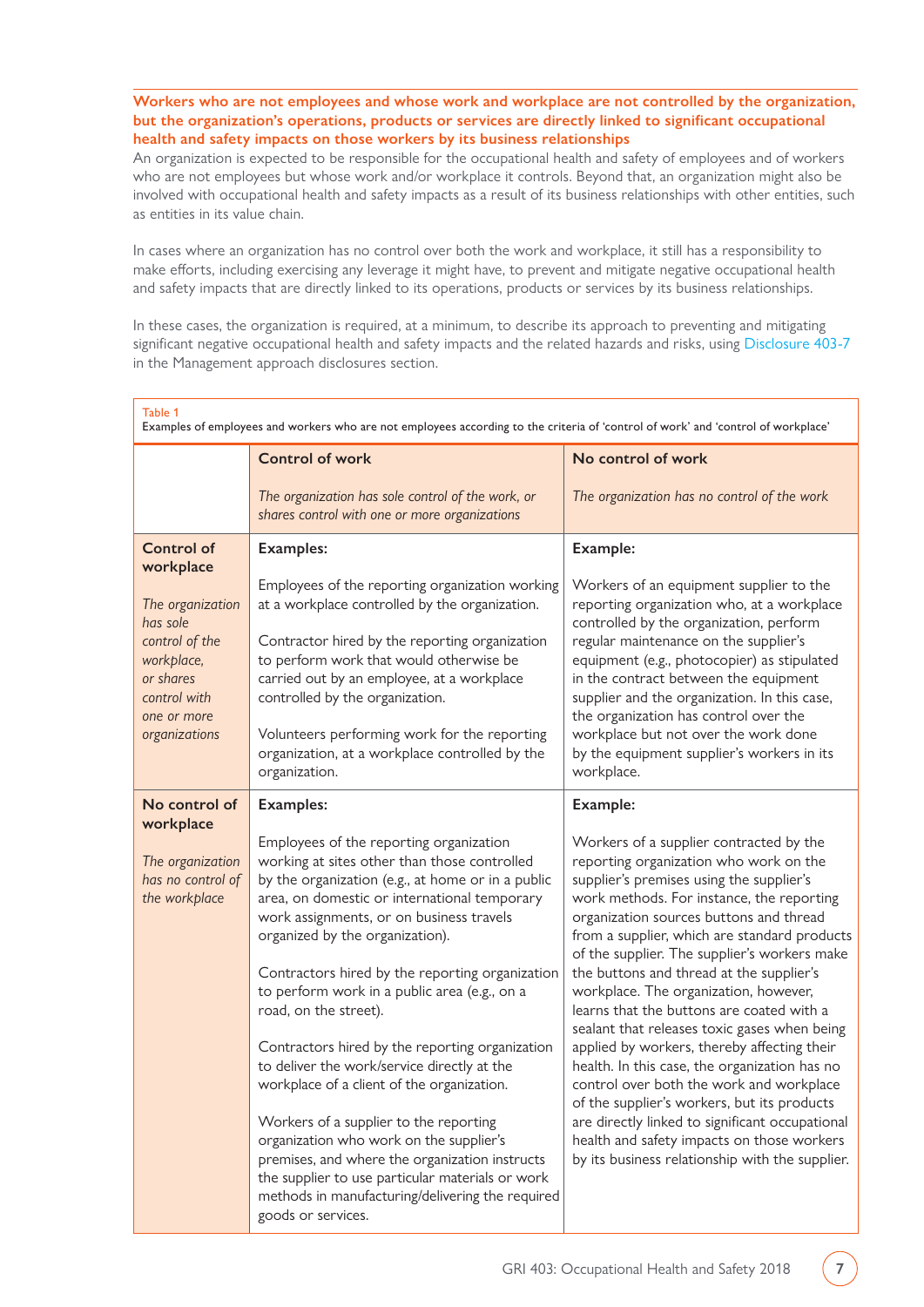**Workers who are not employees and whose work and workplace are not controlled by the organization, but the organization's operations, products or services are directly linked to significant occupational health and safety impacts on those workers by its business relationships**

An organization is expected to be responsible for the occupational health and safety of employees and of workers who are not employees but whose work and/or workplace it controls. Beyond that, an organization might also be involved with occupational health and safety impacts as a result of its business relationships with other entities, such as entities in its value chain.

In cases where an organization has no control over both the work and workplace, it still has a responsibility to make efforts, including exercising any leverage it might have, to prevent and mitigate negative occupational health and safety impacts that are directly linked to its operations, products or services by its business relationships.

In these cases, the organization is required, at a minimum, to describe its approach to preventing and mitigating significant negative occupational health and safety impacts and the related hazards and risks, using Disclosure 403-7 in the Management approach disclosures section.

Table 1
Examples of employees and workers who are not employees according to the criteria of 'control of work' and 'control of workplace'

| | **Control of work**<br><br>*The organization has sole control of the work, or shares control with one or more organizations* | **No control of work**<br><br>*The organization has no control of the work* |
|---|---|---|
| **Control of workplace**<br><br>*The organization has sole control of the workplace, or shares control with one or more organizations* | **Examples:**<br><br>Employees of the reporting organization working at a workplace controlled by the organization.<br><br>Contractor hired by the reporting organization to perform work that would otherwise be carried out by an employee, at a workplace controlled by the organization.<br><br>Volunteers performing work for the reporting organization, at a workplace controlled by the organization. | **Example:**<br><br>Workers of an equipment supplier to the reporting organization who, at a workplace controlled by the organization, perform regular maintenance on the supplier's equipment (e.g., photocopier) as stipulated in the contract between the equipment supplier and the organization. In this case, the organization has control over the workplace but not over the work done by the equipment supplier's workers in its workplace. |
| **No control of workplace**<br><br>*The organization has no control of the workplace* | **Examples:**<br><br>Employees of the reporting organization working at sites other than those controlled by the organization (e.g., at home or in a public area, on domestic or international temporary work assignments, or on business travels organized by the organization).<br><br>Contractors hired by the reporting organization to perform work in a public area (e.g., on a road, on the street).<br><br>Contractors hired by the reporting organization to deliver the work/service directly at the workplace of a client of the organization.<br><br>Workers of a supplier to the reporting organization who work on the supplier's premises, and where the organization instructs the supplier to use particular materials or work methods in manufacturing/delivering the required goods or services. | **Example:**<br><br>Workers of a supplier contracted by the reporting organization who work on the supplier's premises using the supplier's work methods. For instance, the reporting organization sources buttons and thread from a supplier, which are standard products of the supplier. The supplier's workers make the buttons and thread at the supplier's workplace. The organization, however, learns that the buttons are coated with a sealant that releases toxic gases when being applied by workers, thereby affecting their health. In this case, the organization has no control over both the work and workplace of the supplier's workers, but its products are directly linked to significant occupational health and safety impacts on those workers by its business relationship with the supplier. |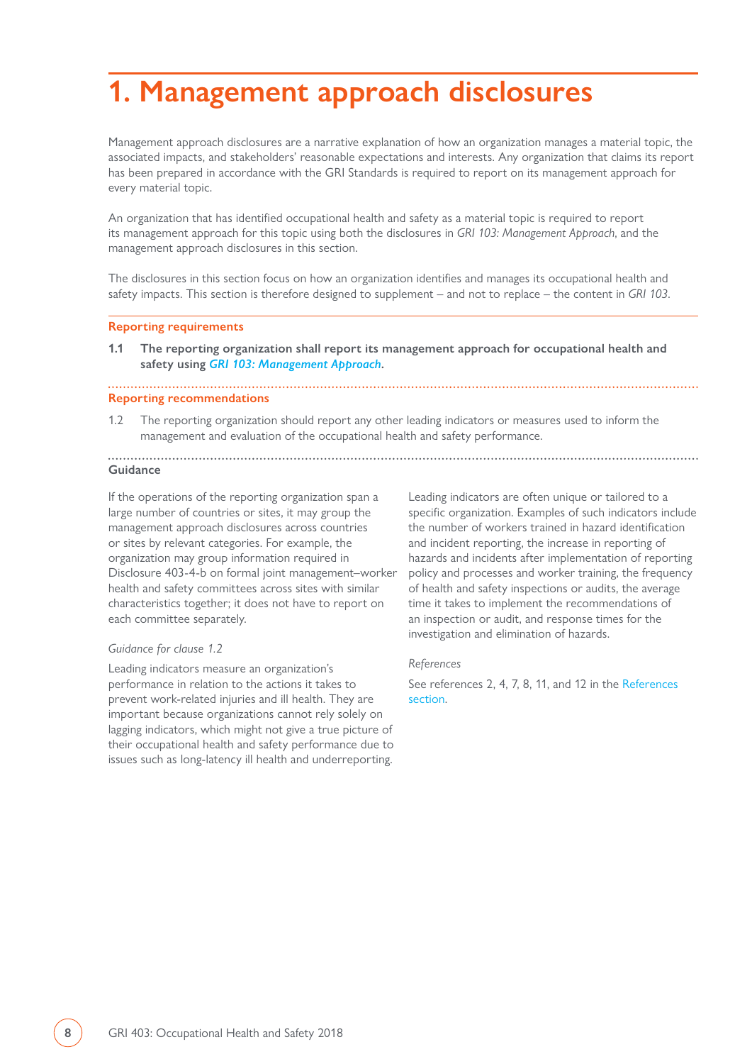# 1. Management approach disclosures

Management approach disclosures are a narrative explanation of how an organization manages a material topic, the associated impacts, and stakeholders' reasonable expectations and interests. Any organization that claims its report has been prepared in accordance with the GRI Standards is required to report on its management approach for every material topic.

An organization that has identified occupational health and safety as a material topic is required to report its management approach for this topic using both the disclosures in *GRI 103: Management Approach*, and the management approach disclosures in this section.

The disclosures in this section focus on how an organization identifies and manages its occupational health and safety impacts. This section is therefore designed to supplement – and not to replace – the content in *GRI 103*.

## Reporting requirements

**1.1 The reporting organization shall report its management approach for occupational health and safety using *GRI 103: Management Approach*.**

## Reporting recommendations

1.2 The reporting organization should report any other leading indicators or measures used to inform the management and evaluation of the occupational health and safety performance.

## Guidance

If the operations of the reporting organization span a large number of countries or sites, it may group the management approach disclosures across countries or sites by relevant categories. For example, the organization may group information required in Disclosure 403-4-b on formal joint management–worker health and safety committees across sites with similar characteristics together; it does not have to report on each committee separately.

*Guidance for clause 1.2*

Leading indicators measure an organization's performance in relation to the actions it takes to prevent work-related injuries and ill health. They are important because organizations cannot rely solely on lagging indicators, which might not give a true picture of their occupational health and safety performance due to issues such as long-latency ill health and underreporting.

Leading indicators are often unique or tailored to a specific organization. Examples of such indicators include the number of workers trained in hazard identification and incident reporting, the increase in reporting of hazards and incidents after implementation of reporting policy and processes and worker training, the frequency of health and safety inspections or audits, the average time it takes to implement the recommendations of an inspection or audit, and response times for the investigation and elimination of hazards.

*References*

See references 2, 4, 7, 8, 11, and 12 in the References section.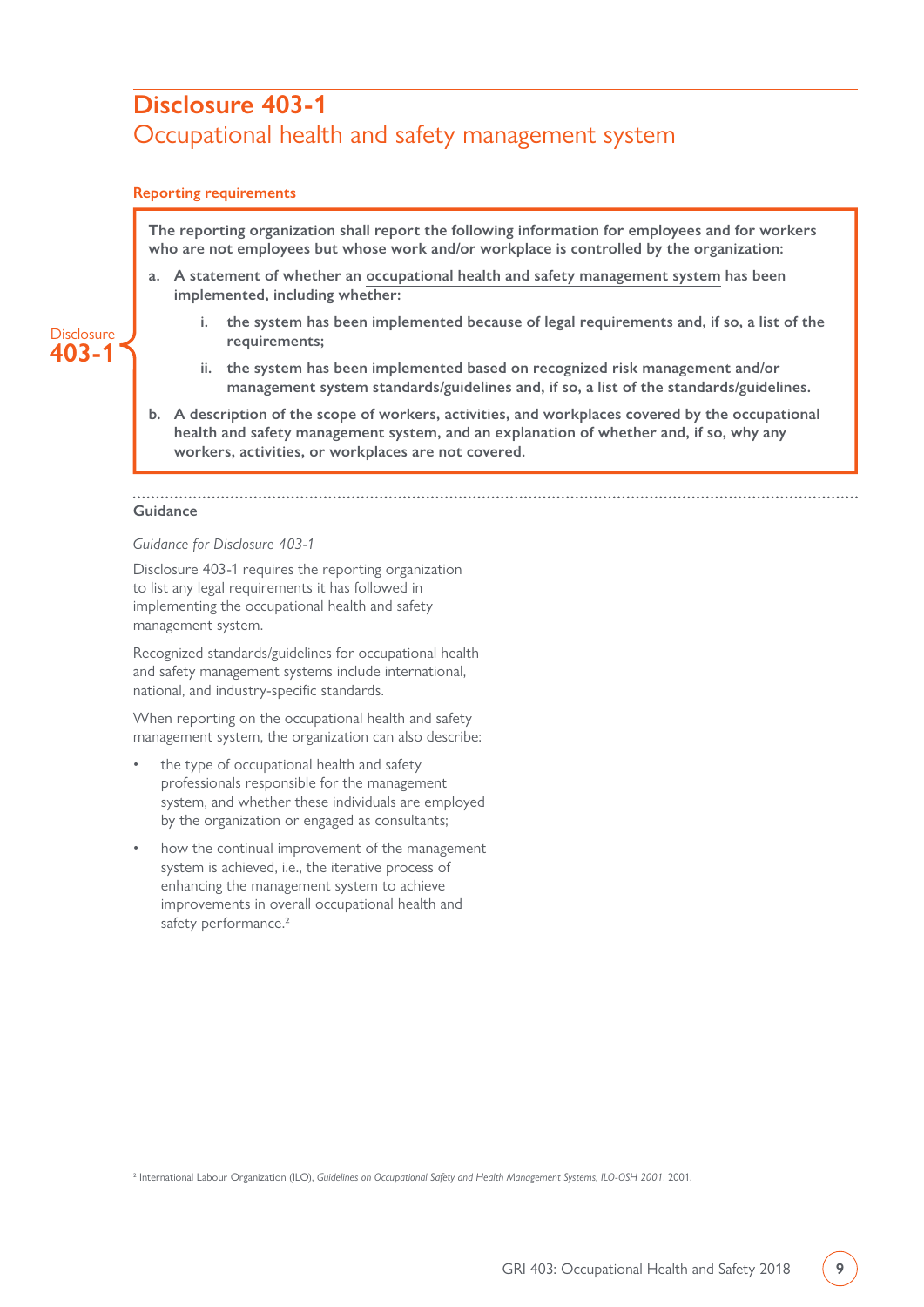# Disclosure 403-1
## Occupational health and safety management system

### Reporting requirements

Disclosure **403-1**

**The reporting organization shall report the following information for employees and for workers who are not employees but whose work and/or workplace is controlled by the organization:**

**a. A statement of whether an occupational health and safety management system has been implemented, including whether:**

**i. the system has been implemented because of legal requirements and, if so, a list of the requirements;**

**ii. the system has been implemented based on recognized risk management and/or management system standards/guidelines and, if so, a list of the standards/guidelines.**

**b. A description of the scope of workers, activities, and workplaces covered by the occupational health and safety management system, and an explanation of whether and, if so, why any workers, activities, or workplaces are not covered.**

### Guidance

*Guidance for Disclosure 403-1*

Disclosure 403-1 requires the reporting organization to list any legal requirements it has followed in implementing the occupational health and safety management system.

Recognized standards/guidelines for occupational health and safety management systems include international, national, and industry-specific standards.

When reporting on the occupational health and safety management system, the organization can also describe:

- the type of occupational health and safety professionals responsible for the management system, and whether these individuals are employed by the organization or engaged as consultants;
- how the continual improvement of the management system is achieved, i.e., the iterative process of enhancing the management system to achieve improvements in overall occupational health and safety performance.[2]

[2] International Labour Organization (ILO), *Guidelines on Occupational Safety and Health Management Systems, ILO-OSH 2001*, 2001.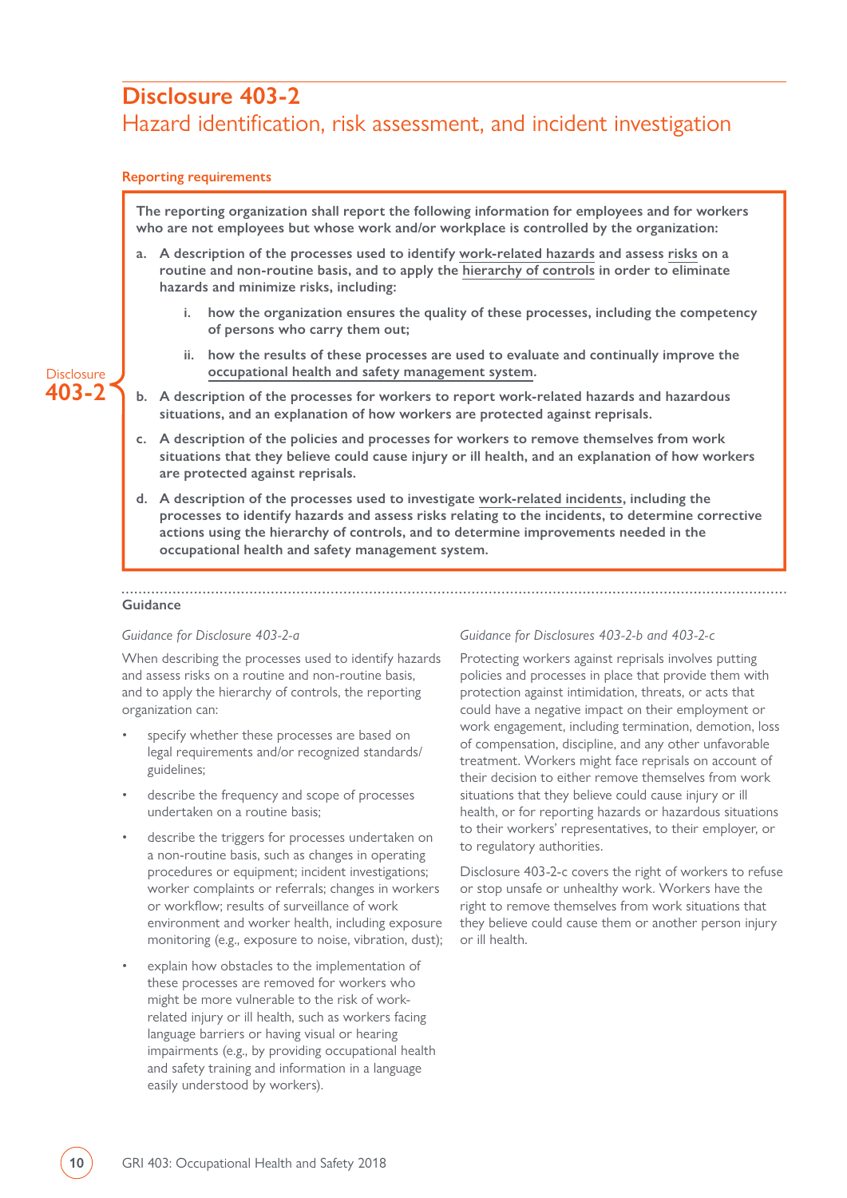## Disclosure 403-2
### Hazard identification, risk assessment, and incident investigation

**Reporting requirements**

Disclosure 403-2

**The reporting organization shall report the following information for employees and for workers who are not employees but whose work and/or workplace is controlled by the organization:**

**a. A description of the processes used to identify work-related hazards and assess risks on a routine and non-routine basis, and to apply the hierarchy of controls in order to eliminate hazards and minimize risks, including:**

**i. how the organization ensures the quality of these processes, including the competency of persons who carry them out;**

**ii. how the results of these processes are used to evaluate and continually improve the occupational health and safety management system.**

**b. A description of the processes for workers to report work-related hazards and hazardous situations, and an explanation of how workers are protected against reprisals.**

**c. A description of the policies and processes for workers to remove themselves from work situations that they believe could cause injury or ill health, and an explanation of how workers are protected against reprisals.**

**d. A description of the processes used to investigate work-related incidents, including the processes to identify hazards and assess risks relating to the incidents, to determine corrective actions using the hierarchy of controls, and to determine improvements needed in the occupational health and safety management system.**

**Guidance**

*Guidance for Disclosure 403-2-a*

When describing the processes used to identify hazards and assess risks on a routine and non-routine basis, and to apply the hierarchy of controls, the reporting organization can:

- specify whether these processes are based on legal requirements and/or recognized standards/guidelines;
- describe the frequency and scope of processes undertaken on a routine basis;
- describe the triggers for processes undertaken on a non-routine basis, such as changes in operating procedures or equipment; incident investigations; worker complaints or referrals; changes in workers or workflow; results of surveillance of work environment and worker health, including exposure monitoring (e.g., exposure to noise, vibration, dust);
- explain how obstacles to the implementation of these processes are removed for workers who might be more vulnerable to the risk of work-related injury or ill health, such as workers facing language barriers or having visual or hearing impairments (e.g., by providing occupational health and safety training and information in a language easily understood by workers).

*Guidance for Disclosures 403-2-b and 403-2-c*

Protecting workers against reprisals involves putting policies and processes in place that provide them with protection against intimidation, threats, or acts that could have a negative impact on their employment or work engagement, including termination, demotion, loss of compensation, discipline, and any other unfavorable treatment. Workers might face reprisals on account of their decision to either remove themselves from work situations that they believe could cause injury or ill health, or for reporting hazards or hazardous situations to their workers' representatives, to their employer, or to regulatory authorities.

Disclosure 403-2-c covers the right of workers to refuse or stop unsafe or unhealthy work. Workers have the right to remove themselves from work situations that they believe could cause them or another person injury or ill health.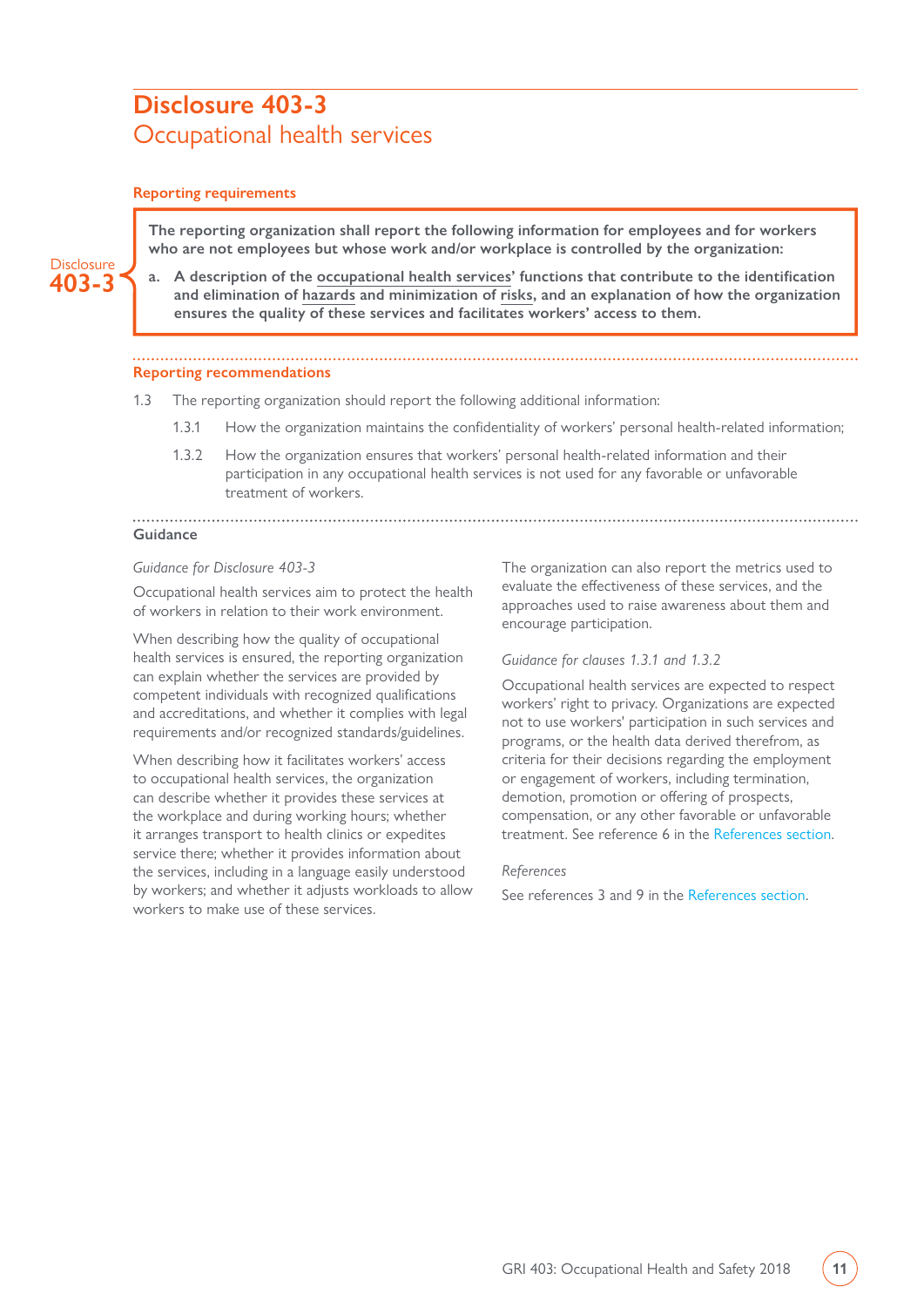# Disclosure 403-3
## Occupational health services

### Reporting requirements

Disclosure **403-3**

**The reporting organization shall report the following information for employees and for workers who are not employees but whose work and/or workplace is controlled by the organization:**

**a. A description of the occupational health services' functions that contribute to the identification and elimination of hazards and minimization of risks, and an explanation of how the organization ensures the quality of these services and facilitates workers' access to them.**

### Reporting recommendations

1.3 The reporting organization should report the following additional information:

1.3.1 How the organization maintains the confidentiality of workers' personal health-related information;

1.3.2 How the organization ensures that workers' personal health-related information and their participation in any occupational health services is not used for any favorable or unfavorable treatment of workers.

### Guidance

*Guidance for Disclosure 403-3*

Occupational health services aim to protect the health of workers in relation to their work environment.

When describing how the quality of occupational health services is ensured, the reporting organization can explain whether the services are provided by competent individuals with recognized qualifications and accreditations, and whether it complies with legal requirements and/or recognized standards/guidelines.

When describing how it facilitates workers' access to occupational health services, the organization can describe whether it provides these services at the workplace and during working hours; whether it arranges transport to health clinics or expedites service there; whether it provides information about the services, including in a language easily understood by workers; and whether it adjusts workloads to allow workers to make use of these services.

The organization can also report the metrics used to evaluate the effectiveness of these services, and the approaches used to raise awareness about them and encourage participation.

*Guidance for clauses 1.3.1 and 1.3.2*

Occupational health services are expected to respect workers' right to privacy. Organizations are expected not to use workers' participation in such services and programs, or the health data derived therefrom, as criteria for their decisions regarding the employment or engagement of workers, including termination, demotion, promotion or offering of prospects, compensation, or any other favorable or unfavorable treatment. See reference 6 in the References section.

*References*

See references 3 and 9 in the References section.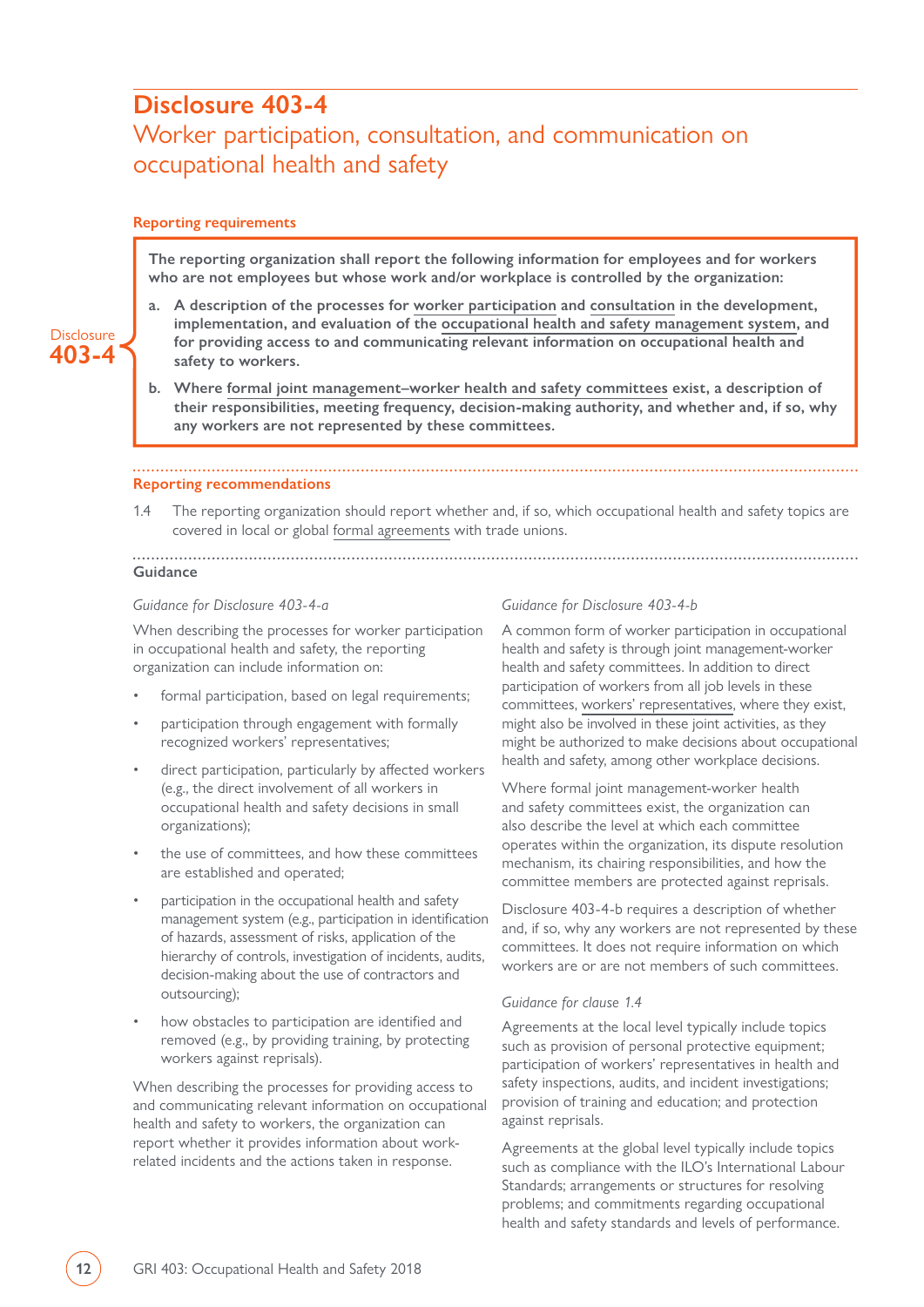# Disclosure 403-4

## Worker participation, consultation, and communication on occupational health and safety

### Reporting requirements

Disclosure 403-4

**The reporting organization shall report the following information for employees and for workers who are not employees but whose work and/or workplace is controlled by the organization:**

**a. A description of the processes for worker participation and consultation in the development, implementation, and evaluation of the occupational health and safety management system, and for providing access to and communicating relevant information on occupational health and safety to workers.**

**b. Where formal joint management–worker health and safety committees exist, a description of their responsibilities, meeting frequency, decision-making authority, and whether and, if so, why any workers are not represented by these committees.**

### Reporting recommendations

1.4 The reporting organization should report whether and, if so, which occupational health and safety topics are covered in local or global formal agreements with trade unions.

### Guidance

*Guidance for Disclosure 403-4-a*

When describing the processes for worker participation in occupational health and safety, the reporting organization can include information on:

- formal participation, based on legal requirements;
- participation through engagement with formally recognized workers' representatives;
- direct participation, particularly by affected workers (e.g., the direct involvement of all workers in occupational health and safety decisions in small organizations);
- the use of committees, and how these committees are established and operated;
- participation in the occupational health and safety management system (e.g., participation in identification of hazards, assessment of risks, application of the hierarchy of controls, investigation of incidents, audits, decision-making about the use of contractors and outsourcing);
- how obstacles to participation are identified and removed (e.g., by providing training, by protecting workers against reprisals).

When describing the processes for providing access to and communicating relevant information on occupational health and safety to workers, the organization can report whether it provides information about work-related incidents and the actions taken in response.

*Guidance for Disclosure 403-4-b*

A common form of worker participation in occupational health and safety is through joint management-worker health and safety committees. In addition to direct participation of workers from all job levels in these committees, workers' representatives, where they exist, might also be involved in these joint activities, as they might be authorized to make decisions about occupational health and safety, among other workplace decisions.

Where formal joint management-worker health and safety committees exist, the organization can also describe the level at which each committee operates within the organization, its dispute resolution mechanism, its chairing responsibilities, and how the committee members are protected against reprisals.

Disclosure 403-4-b requires a description of whether and, if so, why any workers are not represented by these committees. It does not require information on which workers are or are not members of such committees.

*Guidance for clause 1.4*

Agreements at the local level typically include topics such as provision of personal protective equipment; participation of workers' representatives in health and safety inspections, audits, and incident investigations; provision of training and education; and protection against reprisals.

Agreements at the global level typically include topics such as compliance with the ILO's International Labour Standards; arrangements or structures for resolving problems; and commitments regarding occupational health and safety standards and levels of performance.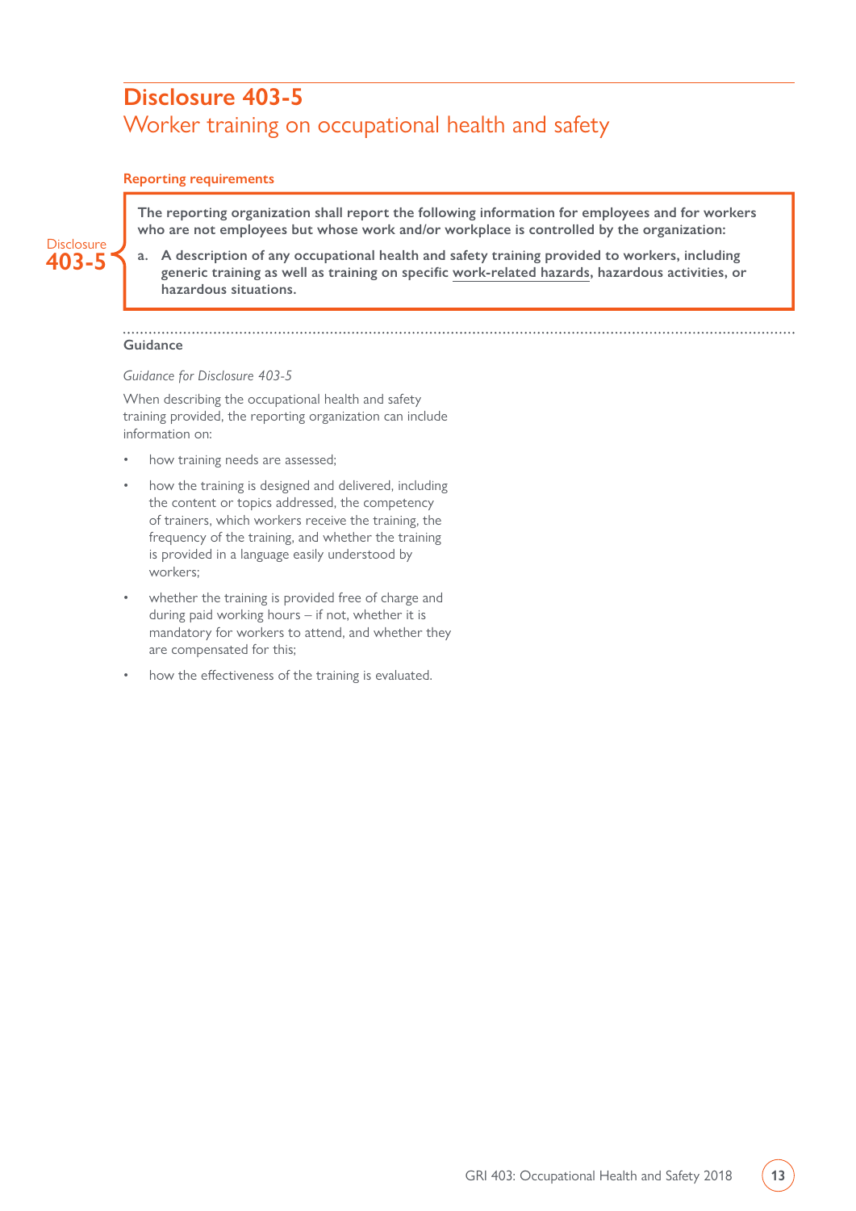## Disclosure 403-5
### Worker training on occupational health and safety

**Reporting requirements**

Disclosure **403-5**

**The reporting organization shall report the following information for employees and for workers who are not employees but whose work and/or workplace is controlled by the organization:**

**a. A description of any occupational health and safety training provided to workers, including generic training as well as training on specific work-related hazards, hazardous activities, or hazardous situations.**

**Guidance**

*Guidance for Disclosure 403-5*

When describing the occupational health and safety training provided, the reporting organization can include information on:

- how training needs are assessed;
- how the training is designed and delivered, including the content or topics addressed, the competency of trainers, which workers receive the training, the frequency of the training, and whether the training is provided in a language easily understood by workers;
- whether the training is provided free of charge and during paid working hours – if not, whether it is mandatory for workers to attend, and whether they are compensated for this;
- how the effectiveness of the training is evaluated.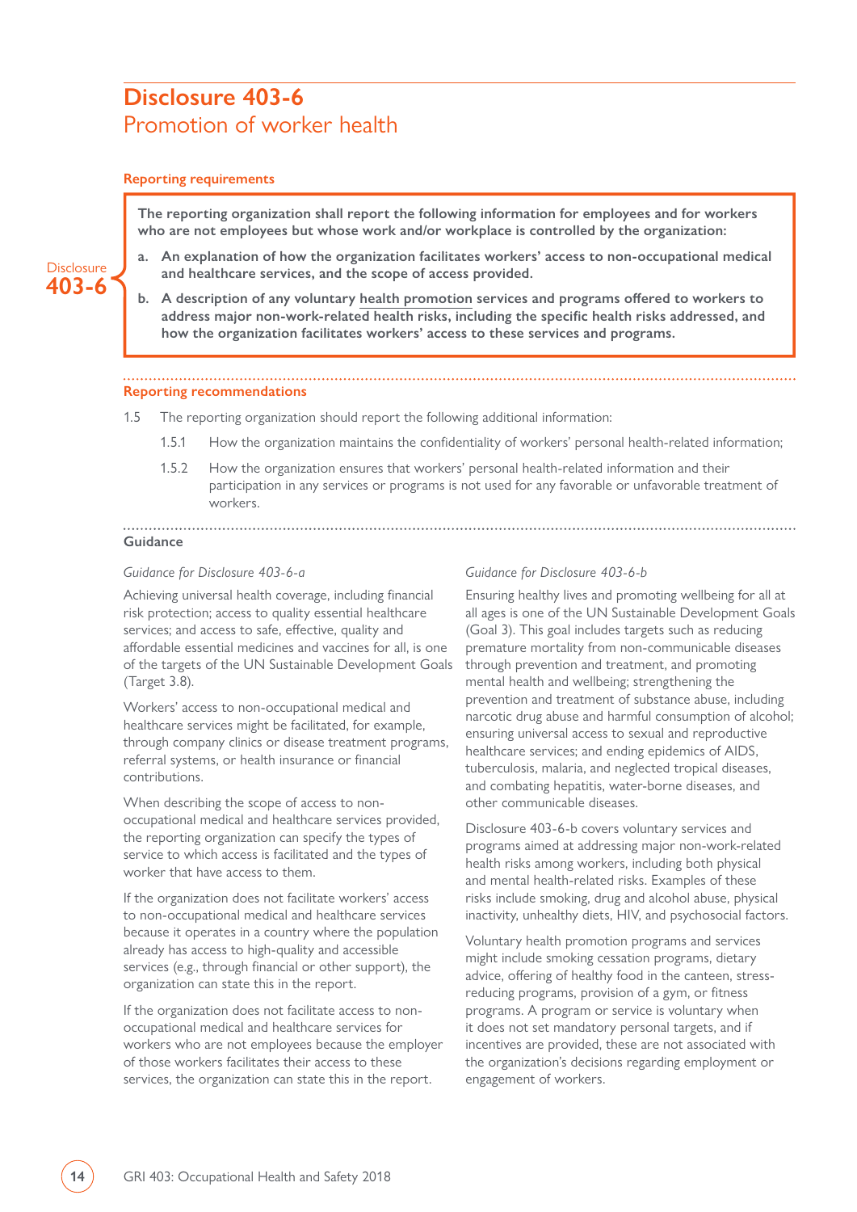# Disclosure 403-6
## Promotion of worker health

### Reporting requirements

Disclosure 403-6

**The reporting organization shall report the following information for employees and for workers who are not employees but whose work and/or workplace is controlled by the organization:**

**a. An explanation of how the organization facilitates workers' access to non-occupational medical and healthcare services, and the scope of access provided.**

**b. A description of any voluntary health promotion services and programs offered to workers to address major non-work-related health risks, including the specific health risks addressed, and how the organization facilitates workers' access to these services and programs.**

### Reporting recommendations

1.5 The reporting organization should report the following additional information:

1.5.1 How the organization maintains the confidentiality of workers' personal health-related information;

1.5.2 How the organization ensures that workers' personal health-related information and their participation in any services or programs is not used for any favorable or unfavorable treatment of workers.

### Guidance

*Guidance for Disclosure 403-6-a*

Achieving universal health coverage, including financial risk protection; access to quality essential healthcare services; and access to safe, effective, quality and affordable essential medicines and vaccines for all, is one of the targets of the UN Sustainable Development Goals (Target 3.8).

Workers' access to non-occupational medical and healthcare services might be facilitated, for example, through company clinics or disease treatment programs, referral systems, or health insurance or financial contributions.

When describing the scope of access to non-occupational medical and healthcare services provided, the reporting organization can specify the types of service to which access is facilitated and the types of worker that have access to them.

If the organization does not facilitate workers' access to non-occupational medical and healthcare services because it operates in a country where the population already has access to high-quality and accessible services (e.g., through financial or other support), the organization can state this in the report.

If the organization does not facilitate access to non-occupational medical and healthcare services for workers who are not employees because the employer of those workers facilitates their access to these services, the organization can state this in the report.

*Guidance for Disclosure 403-6-b*

Ensuring healthy lives and promoting wellbeing for all at all ages is one of the UN Sustainable Development Goals (Goal 3). This goal includes targets such as reducing premature mortality from non-communicable diseases through prevention and treatment, and promoting mental health and wellbeing; strengthening the prevention and treatment of substance abuse, including narcotic drug abuse and harmful consumption of alcohol; ensuring universal access to sexual and reproductive healthcare services; and ending epidemics of AIDS, tuberculosis, malaria, and neglected tropical diseases, and combating hepatitis, water-borne diseases, and other communicable diseases.

Disclosure 403-6-b covers voluntary services and programs aimed at addressing major non-work-related health risks among workers, including both physical and mental health-related risks. Examples of these risks include smoking, drug and alcohol abuse, physical inactivity, unhealthy diets, HIV, and psychosocial factors.

Voluntary health promotion programs and services might include smoking cessation programs, dietary advice, offering of healthy food in the canteen, stress-reducing programs, provision of a gym, or fitness programs. A program or service is voluntary when it does not set mandatory personal targets, and if incentives are provided, these are not associated with the organization's decisions regarding employment or engagement of workers.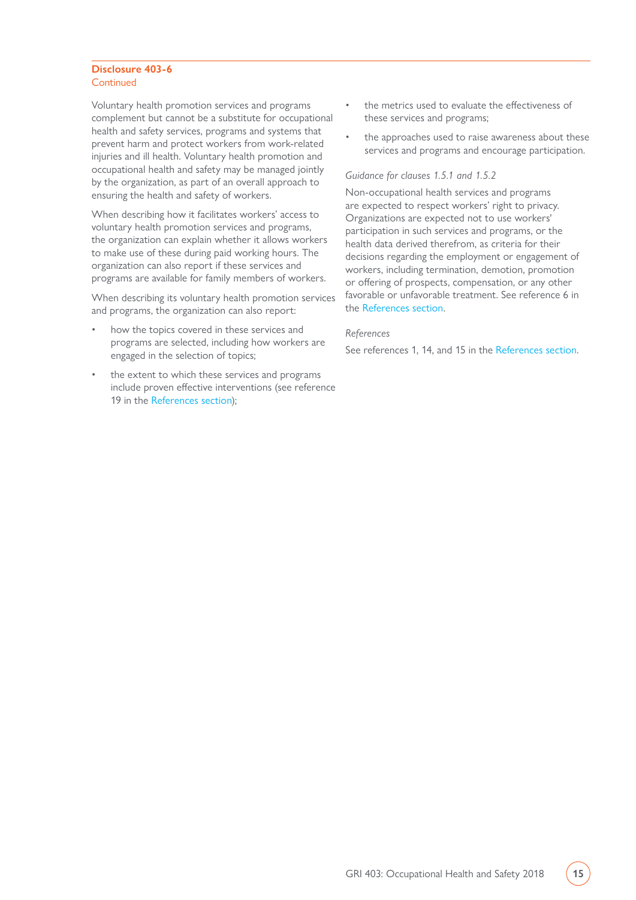**Disclosure 403-6**
Continued

Voluntary health promotion services and programs complement but cannot be a substitute for occupational health and safety services, programs and systems that prevent harm and protect workers from work-related injuries and ill health. Voluntary health promotion and occupational health and safety may be managed jointly by the organization, as part of an overall approach to ensuring the health and safety of workers.

When describing how it facilitates workers' access to voluntary health promotion services and programs, the organization can explain whether it allows workers to make use of these during paid working hours. The organization can also report if these services and programs are available for family members of workers.

When describing its voluntary health promotion services and programs, the organization can also report:

- how the topics covered in these services and programs are selected, including how workers are engaged in the selection of topics;
- the extent to which these services and programs include proven effective interventions (see reference 19 in the References section);
- the metrics used to evaluate the effectiveness of these services and programs;
- the approaches used to raise awareness about these services and programs and encourage participation.

*Guidance for clauses 1.5.1 and 1.5.2*

Non-occupational health services and programs are expected to respect workers' right to privacy. Organizations are expected not to use workers' participation in such services and programs, or the health data derived therefrom, as criteria for their decisions regarding the employment or engagement of workers, including termination, demotion, promotion or offering of prospects, compensation, or any other favorable or unfavorable treatment. See reference 6 in the References section.

*References*

See references 1, 14, and 15 in the References section.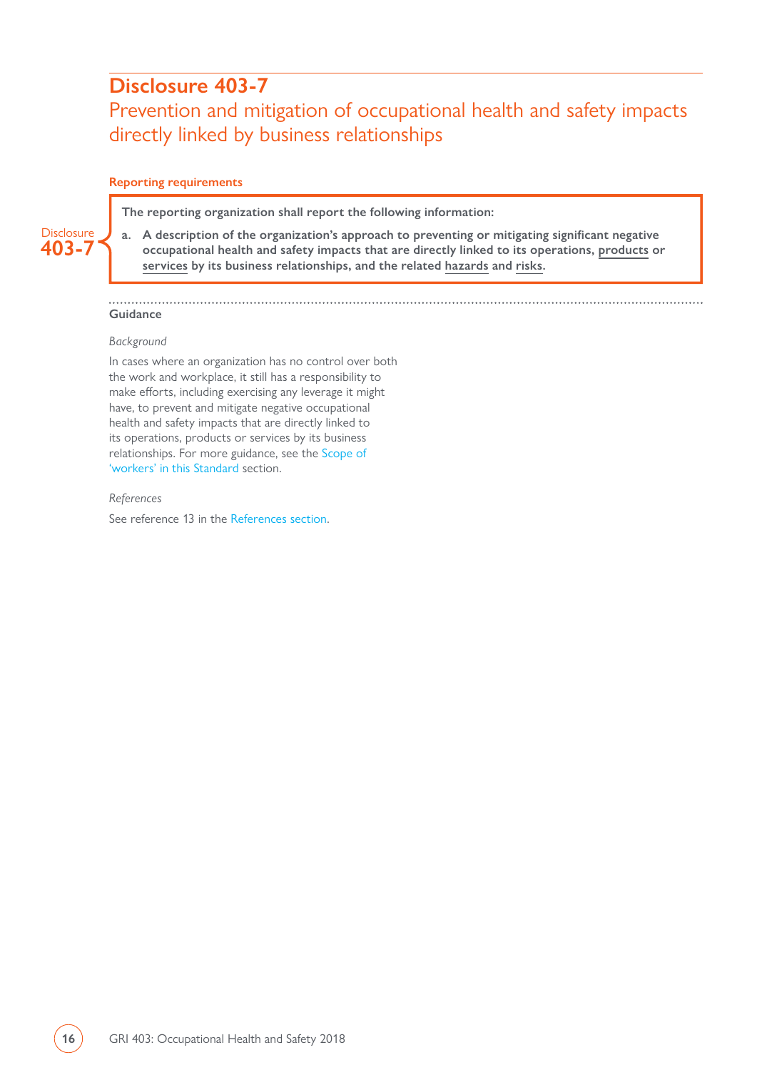## Disclosure 403-7

### Prevention and mitigation of occupational health and safety impacts directly linked by business relationships

**Reporting requirements**

Disclosure 403-7

**The reporting organization shall report the following information:**

**a. A description of the organization's approach to preventing or mitigating significant negative occupational health and safety impacts that are directly linked to its operations, products or services by its business relationships, and the related hazards and risks.**

**Guidance**

*Background*

In cases where an organization has no control over both the work and workplace, it still has a responsibility to make efforts, including exercising any leverage it might have, to prevent and mitigate negative occupational health and safety impacts that are directly linked to its operations, products or services by its business relationships. For more guidance, see the Scope of 'workers' in this Standard section.

*References*

See reference 13 in the References section.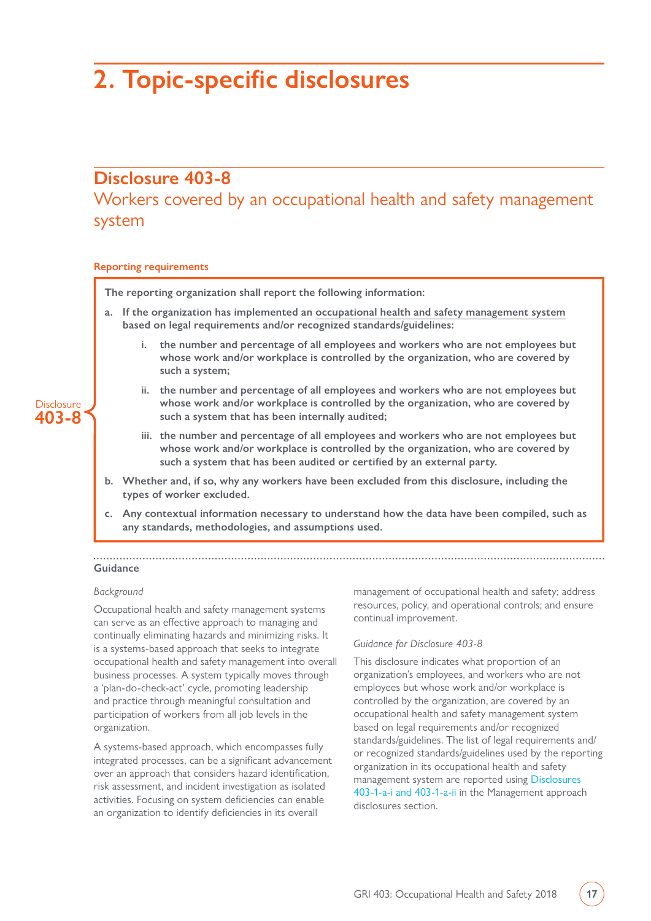# 2. Topic-specific disclosures

## Disclosure 403-8

Workers covered by an occupational health and safety management system

### Reporting requirements

Disclosure 403-8

**The reporting organization shall report the following information:**

**a. If the organization has implemented an occupational health and safety management system based on legal requirements and/or recognized standards/guidelines:**

  **i. the number and percentage of all employees and workers who are not employees but whose work and/or workplace is controlled by the organization, who are covered by such a system;**

  **ii. the number and percentage of all employees and workers who are not employees but whose work and/or workplace is controlled by the organization, who are covered by such a system that has been internally audited;**

  **iii. the number and percentage of all employees and workers who are not employees but whose work and/or workplace is controlled by the organization, who are covered by such a system that has been audited or certified by an external party.**

**b. Whether and, if so, why any workers have been excluded from this disclosure, including the types of worker excluded.**

**c. Any contextual information necessary to understand how the data have been compiled, such as any standards, methodologies, and assumptions used.**

### Guidance

*Background*

Occupational health and safety management systems can serve as an effective approach to managing and continually eliminating hazards and minimizing risks. It is a systems-based approach that seeks to integrate occupational health and safety management into overall business processes. A system typically moves through a 'plan-do-check-act' cycle, promoting leadership and practice through meaningful consultation and participation of workers from all job levels in the organization.

A systems-based approach, which encompasses fully integrated processes, can be a significant advancement over an approach that considers hazard identification, risk assessment, and incident investigation as isolated activities. Focusing on system deficiencies can enable an organization to identify deficiencies in its overall management of occupational health and safety; address resources, policy, and operational controls; and ensure continual improvement.

*Guidance for Disclosure 403-8*

This disclosure indicates what proportion of an organization's employees, and workers who are not employees but whose work and/or workplace is controlled by the organization, are covered by an occupational health and safety management system based on legal requirements and/or recognized standards/guidelines. The list of legal requirements and/or recognized standards/guidelines used by the reporting organization in its occupational health and safety management system are reported using Disclosures 403-1-a-i and 403-1-a-ii in the Management approach disclosures section.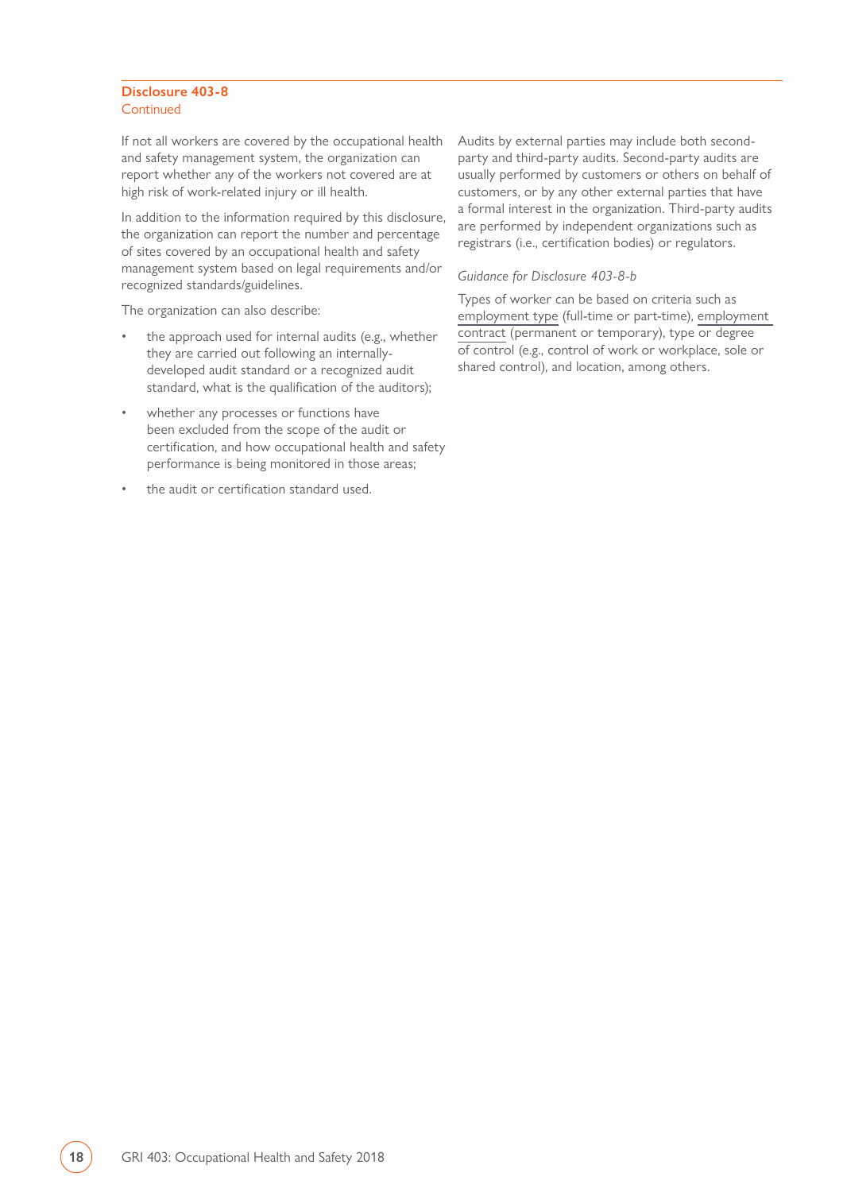**Disclosure 403-8**
Continued

If not all workers are covered by the occupational health and safety management system, the organization can report whether any of the workers not covered are at high risk of work-related injury or ill health.

In addition to the information required by this disclosure, the organization can report the number and percentage of sites covered by an occupational health and safety management system based on legal requirements and/or recognized standards/guidelines.

The organization can also describe:

- the approach used for internal audits (e.g., whether they are carried out following an internally-developed audit standard or a recognized audit standard, what is the qualification of the auditors);
- whether any processes or functions have been excluded from the scope of the audit or certification, and how occupational health and safety performance is being monitored in those areas;
- the audit or certification standard used.

Audits by external parties may include both second-party and third-party audits. Second-party audits are usually performed by customers or others on behalf of customers, or by any other external parties that have a formal interest in the organization. Third-party audits are performed by independent organizations such as registrars (i.e., certification bodies) or regulators.

*Guidance for Disclosure 403-8-b*

Types of worker can be based on criteria such as employment type (full-time or part-time), employment contract (permanent or temporary), type or degree of control (e.g., control of work or workplace, sole or shared control), and location, among others.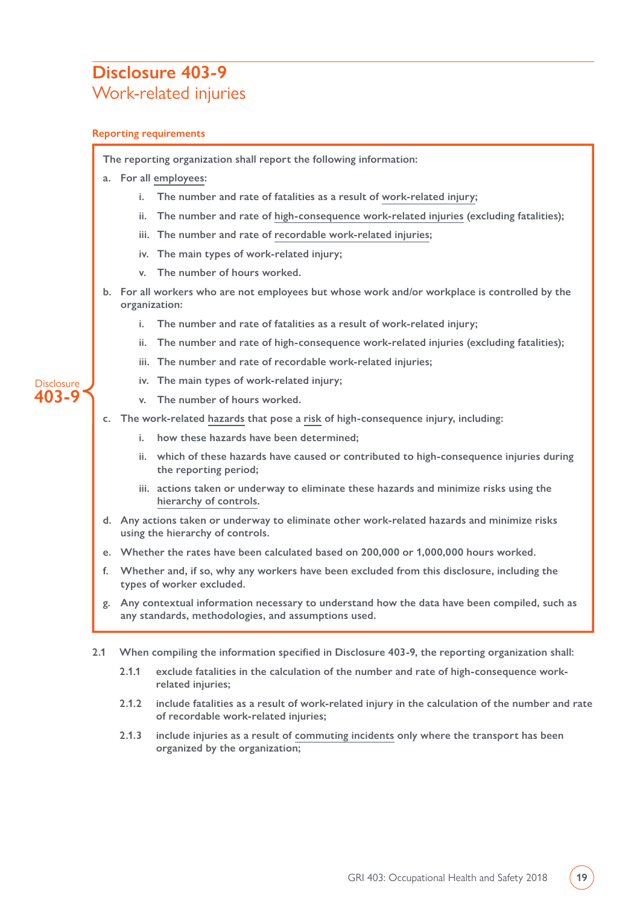## Disclosure 403-9
### Work-related injuries

**Reporting requirements**

Disclosure **403-9**

The reporting organization shall report the following information:

a. For all employees:

   i. The number and rate of fatalities as a result of work-related injury;

   ii. The number and rate of high-consequence work-related injuries (excluding fatalities);

   iii. The number and rate of recordable work-related injuries;

   iv. The main types of work-related injury;

   v. The number of hours worked.

b. For all workers who are not employees but whose work and/or workplace is controlled by the organization:

   i. The number and rate of fatalities as a result of work-related injury;

   ii. The number and rate of high-consequence work-related injuries (excluding fatalities);

   iii. The number and rate of recordable work-related injuries;

   iv. The main types of work-related injury;

   v. The number of hours worked.

c. The work-related hazards that pose a risk of high-consequence injury, including:

   i. how these hazards have been determined;

   ii. which of these hazards have caused or contributed to high-consequence injuries during the reporting period;

   iii. actions taken or underway to eliminate these hazards and minimize risks using the hierarchy of controls.

d. Any actions taken or underway to eliminate other work-related hazards and minimize risks using the hierarchy of controls.

e. Whether the rates have been calculated based on 200,000 or 1,000,000 hours worked.

f. Whether and, if so, why any workers have been excluded from this disclosure, including the types of worker excluded.

g. Any contextual information necessary to understand how the data have been compiled, such as any standards, methodologies, and assumptions used.

2.1 When compiling the information specified in Disclosure 403-9, the reporting organization shall:

   2.1.1 exclude fatalities in the calculation of the number and rate of high-consequence work-related injuries;

   2.1.2 include fatalities as a result of work-related injury in the calculation of the number and rate of recordable work-related injuries;

   2.1.3 include injuries as a result of commuting incidents only where the transport has been organized by the organization;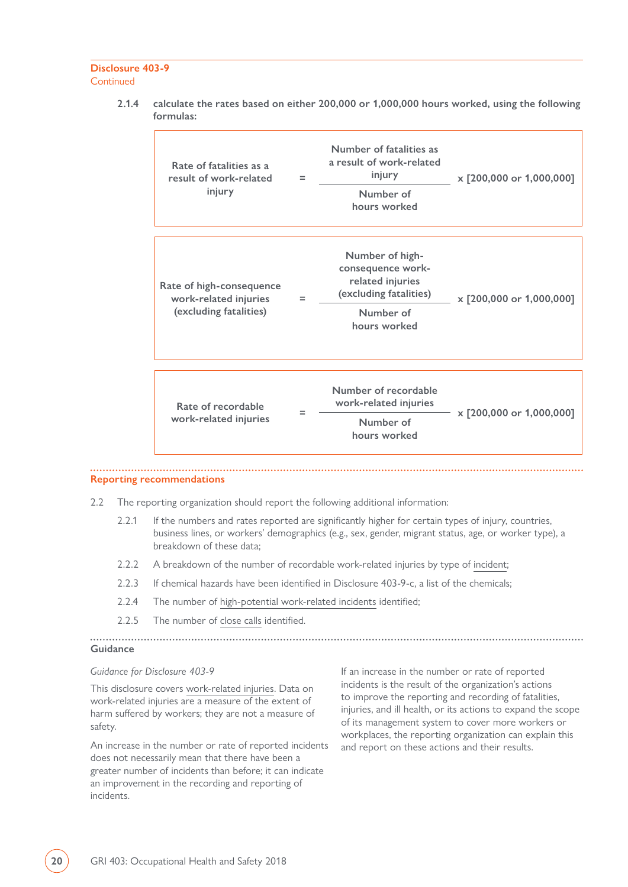**Disclosure 403-9**
Continued

2.1.4 calculate the rates based on either 200,000 or 1,000,000 hours worked, using the following formulas:

$$\text{Rate of fatalities as a result of work-related injury} = \frac{\text{Number of fatalities as a result of work-related injury}}{\text{Number of hours worked}} \times [200{,}000 \text{ or } 1{,}000{,}000]$$

$$\text{Rate of high-consequence work-related injuries (excluding fatalities)} = \frac{\text{Number of high-consequence work-related injuries (excluding fatalities)}}{\text{Number of hours worked}} \times [200{,}000 \text{ or } 1{,}000{,}000]$$

$$\text{Rate of recordable work-related injuries} = \frac{\text{Number of recordable work-related injuries}}{\text{Number of hours worked}} \times [200{,}000 \text{ or } 1{,}000{,}000]$$

## Reporting recommendations

2.2 The reporting organization should report the following additional information:

- 2.2.1 If the numbers and rates reported are significantly higher for certain types of injury, countries, business lines, or workers' demographics (e.g., sex, gender, migrant status, age, or worker type), a breakdown of these data;
- 2.2.2 A breakdown of the number of recordable work-related injuries by type of incident;
- 2.2.3 If chemical hazards have been identified in Disclosure 403-9-c, a list of the chemicals;
- 2.2.4 The number of high-potential work-related incidents identified;
- 2.2.5 The number of close calls identified.

## Guidance

*Guidance for Disclosure 403-9*

This disclosure covers work-related injuries. Data on work-related injuries are a measure of the extent of harm suffered by workers; they are not a measure of safety.

An increase in the number or rate of reported incidents does not necessarily mean that there have been a greater number of incidents than before; it can indicate an improvement in the recording and reporting of incidents.

If an increase in the number or rate of reported incidents is the result of the organization's actions to improve the reporting and recording of fatalities, injuries, and ill health, or its actions to expand the scope of its management system to cover more workers or workplaces, the reporting organization can explain this and report on these actions and their results.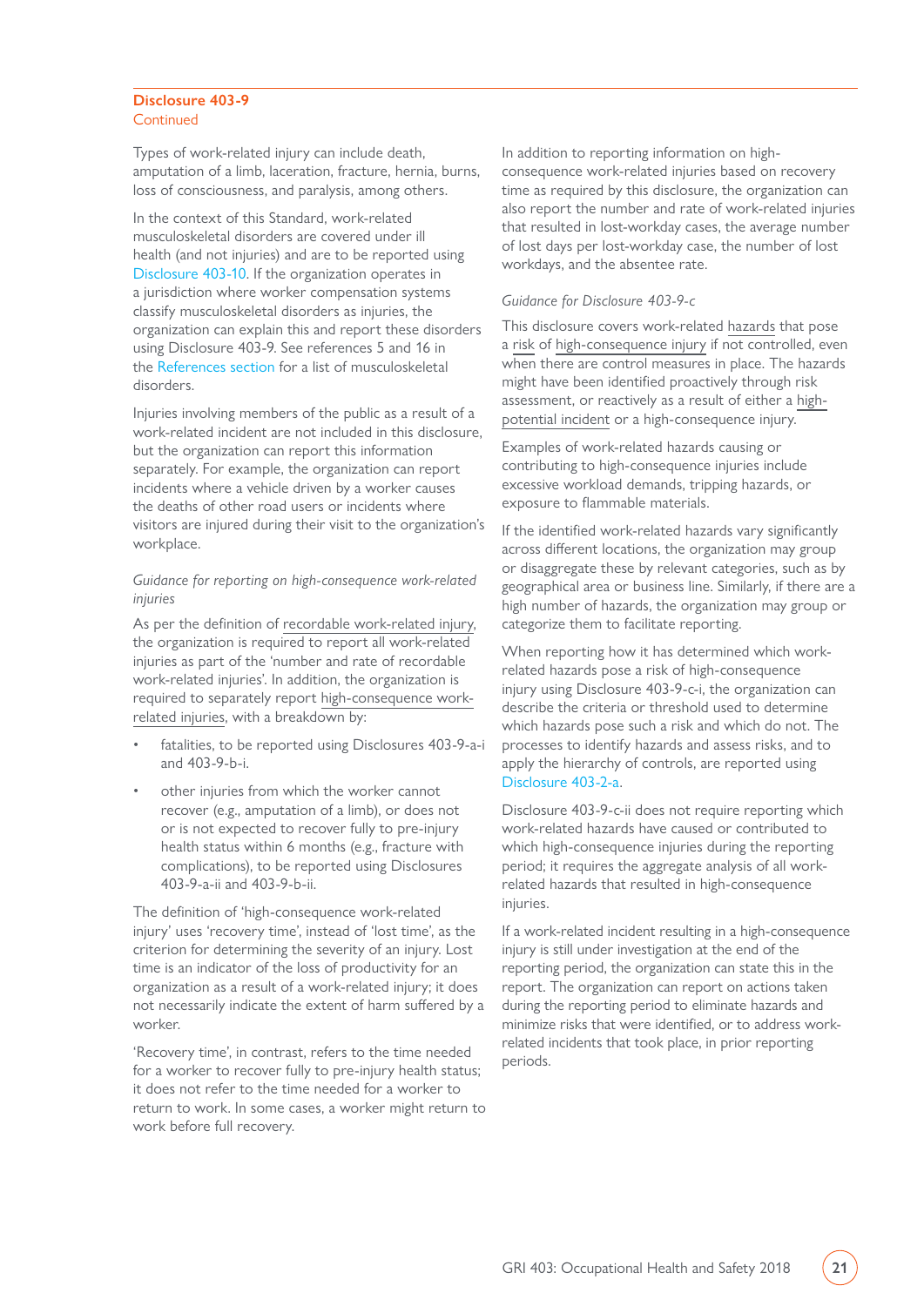## Disclosure 403-9

Continued

Types of work-related injury can include death, amputation of a limb, laceration, fracture, hernia, burns, loss of consciousness, and paralysis, among others.

In the context of this Standard, work-related musculoskeletal disorders are covered under ill health (and not injuries) and are to be reported using Disclosure 403-10. If the organization operates in a jurisdiction where worker compensation systems classify musculoskeletal disorders as injuries, the organization can explain this and report these disorders using Disclosure 403-9. See references 5 and 16 in the References section for a list of musculoskeletal disorders.

Injuries involving members of the public as a result of a work-related incident are not included in this disclosure, but the organization can report this information separately. For example, the organization can report incidents where a vehicle driven by a worker causes the deaths of other road users or incidents where visitors are injured during their visit to the organization's workplace.

*Guidance for reporting on high-consequence work-related injuries*

As per the definition of recordable work-related injury, the organization is required to report all work-related injuries as part of the 'number and rate of recordable work-related injuries'. In addition, the organization is required to separately report high-consequence work-related injuries, with a breakdown by:

- fatalities, to be reported using Disclosures 403-9-a-i and 403-9-b-i.
- other injuries from which the worker cannot recover (e.g., amputation of a limb), or does not or is not expected to recover fully to pre-injury health status within 6 months (e.g., fracture with complications), to be reported using Disclosures 403-9-a-ii and 403-9-b-ii.

The definition of 'high-consequence work-related injury' uses 'recovery time', instead of 'lost time', as the criterion for determining the severity of an injury. Lost time is an indicator of the loss of productivity for an organization as a result of a work-related injury; it does not necessarily indicate the extent of harm suffered by a worker.

'Recovery time', in contrast, refers to the time needed for a worker to recover fully to pre-injury health status; it does not refer to the time needed for a worker to return to work. In some cases, a worker might return to work before full recovery.

In addition to reporting information on high-consequence work-related injuries based on recovery time as required by this disclosure, the organization can also report the number and rate of work-related injuries that resulted in lost-workday cases, the average number of lost days per lost-workday case, the number of lost workdays, and the absentee rate.

*Guidance for Disclosure 403-9-c*

This disclosure covers work-related hazards that pose a risk of high-consequence injury if not controlled, even when there are control measures in place. The hazards might have been identified proactively through risk assessment, or reactively as a result of either a high-potential incident or a high-consequence injury.

Examples of work-related hazards causing or contributing to high-consequence injuries include excessive workload demands, tripping hazards, or exposure to flammable materials.

If the identified work-related hazards vary significantly across different locations, the organization may group or disaggregate these by relevant categories, such as by geographical area or business line. Similarly, if there are a high number of hazards, the organization may group or categorize them to facilitate reporting.

When reporting how it has determined which work-related hazards pose a risk of high-consequence injury using Disclosure 403-9-c-i, the organization can describe the criteria or threshold used to determine which hazards pose such a risk and which do not. The processes to identify hazards and assess risks, and to apply the hierarchy of controls, are reported using Disclosure 403-2-a.

Disclosure 403-9-c-ii does not require reporting which work-related hazards have caused or contributed to which high-consequence injuries during the reporting period; it requires the aggregate analysis of all work-related hazards that resulted in high-consequence injuries.

If a work-related incident resulting in a high-consequence injury is still under investigation at the end of the reporting period, the organization can state this in the report. The organization can report on actions taken during the reporting period to eliminate hazards and minimize risks that were identified, or to address work-related incidents that took place, in prior reporting periods.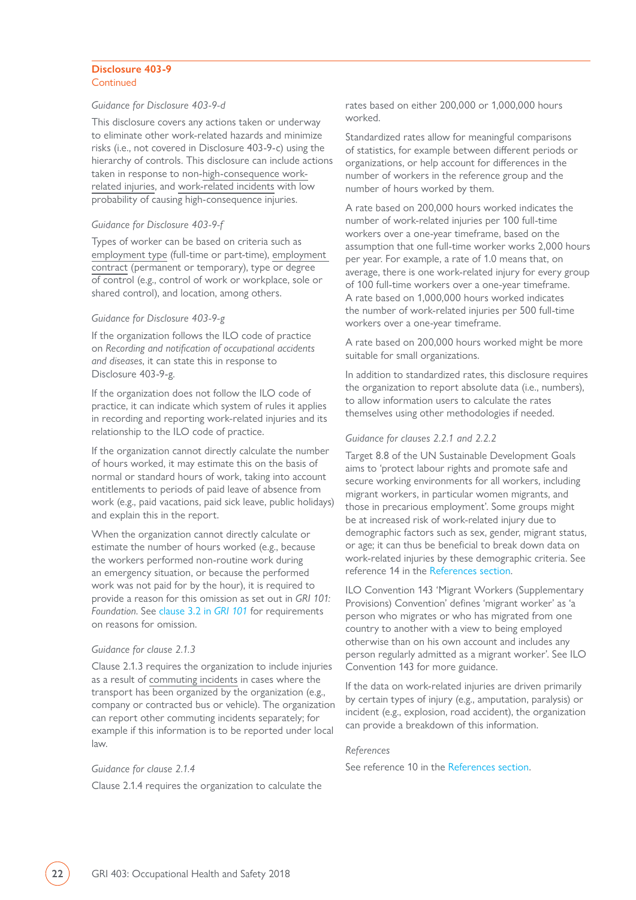## Disclosure 403-9
Continued

*Guidance for Disclosure 403-9-d*

This disclosure covers any actions taken or underway to eliminate other work-related hazards and minimize risks (i.e., not covered in Disclosure 403-9-c) using the hierarchy of controls. This disclosure can include actions taken in response to non-high-consequence work-related injuries, and work-related incidents with low probability of causing high-consequence injuries.

*Guidance for Disclosure 403-9-f*

Types of worker can be based on criteria such as employment type (full-time or part-time), employment contract (permanent or temporary), type or degree of control (e.g., control of work or workplace, sole or shared control), and location, among others.

*Guidance for Disclosure 403-9-g*

If the organization follows the ILO code of practice on *Recording and notification of occupational accidents and diseases*, it can state this in response to Disclosure 403-9-g.

If the organization does not follow the ILO code of practice, it can indicate which system of rules it applies in recording and reporting work-related injuries and its relationship to the ILO code of practice.

If the organization cannot directly calculate the number of hours worked, it may estimate this on the basis of normal or standard hours of work, taking into account entitlements to periods of paid leave of absence from work (e.g., paid vacations, paid sick leave, public holidays) and explain this in the report.

When the organization cannot directly calculate or estimate the number of hours worked (e.g., because the workers performed non-routine work during an emergency situation, or because the performed work was not paid for by the hour), it is required to provide a reason for this omission as set out in *GRI 101: Foundation*. See clause 3.2 in *GRI 101* for requirements on reasons for omission.

*Guidance for clause 2.1.3*

Clause 2.1.3 requires the organization to include injuries as a result of commuting incidents in cases where the transport has been organized by the organization (e.g., company or contracted bus or vehicle). The organization can report other commuting incidents separately; for example if this information is to be reported under local law.

*Guidance for clause 2.1.4*

Clause 2.1.4 requires the organization to calculate the rates based on either 200,000 or 1,000,000 hours worked.

Standardized rates allow for meaningful comparisons of statistics, for example between different periods or organizations, or help account for differences in the number of workers in the reference group and the number of hours worked by them.

A rate based on 200,000 hours worked indicates the number of work-related injuries per 100 full-time workers over a one-year timeframe, based on the assumption that one full-time worker works 2,000 hours per year. For example, a rate of 1.0 means that, on average, there is one work-related injury for every group of 100 full-time workers over a one-year timeframe. A rate based on 1,000,000 hours worked indicates the number of work-related injuries per 500 full-time workers over a one-year timeframe.

A rate based on 200,000 hours worked might be more suitable for small organizations.

In addition to standardized rates, this disclosure requires the organization to report absolute data (i.e., numbers), to allow information users to calculate the rates themselves using other methodologies if needed.

*Guidance for clauses 2.2.1 and 2.2.2*

Target 8.8 of the UN Sustainable Development Goals aims to 'protect labour rights and promote safe and secure working environments for all workers, including migrant workers, in particular women migrants, and those in precarious employment'. Some groups might be at increased risk of work-related injury due to demographic factors such as sex, gender, migrant status, or age; it can thus be beneficial to break down data on work-related injuries by these demographic criteria. See reference 14 in the References section.

ILO Convention 143 'Migrant Workers (Supplementary Provisions) Convention' defines 'migrant worker' as 'a person who migrates or who has migrated from one country to another with a view to being employed otherwise than on his own account and includes any person regularly admitted as a migrant worker'. See ILO Convention 143 for more guidance.

If the data on work-related injuries are driven primarily by certain types of injury (e.g., amputation, paralysis) or incident (e.g., explosion, road accident), the organization can provide a breakdown of this information.

*References*

See reference 10 in the References section.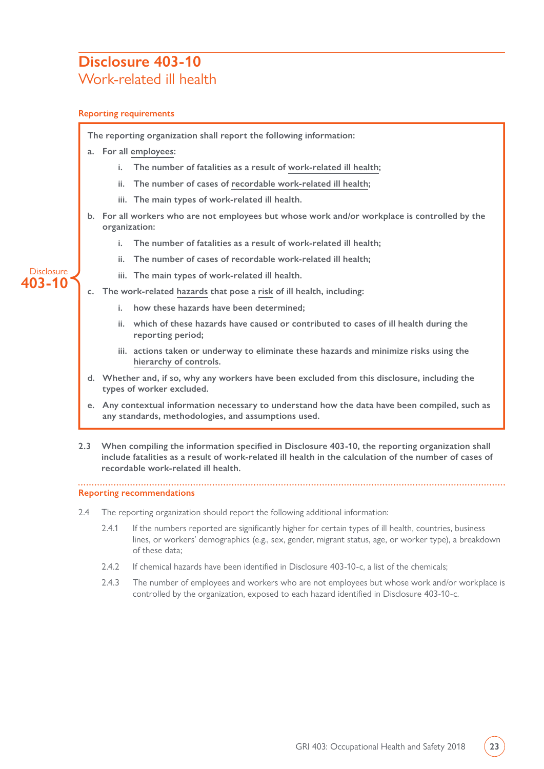# Disclosure 403-10
## Work-related ill health

### Reporting requirements

**Disclosure 403-10**

**The reporting organization shall report the following information:**

**a. For all employees:**

- **i. The number of fatalities as a result of work-related ill health;**
- **ii. The number of cases of recordable work-related ill health;**
- **iii. The main types of work-related ill health.**

**b. For all workers who are not employees but whose work and/or workplace is controlled by the organization:**

- **i. The number of fatalities as a result of work-related ill health;**
- **ii. The number of cases of recordable work-related ill health;**
- **iii. The main types of work-related ill health.**

**c. The work-related hazards that pose a risk of ill health, including:**

- **i. how these hazards have been determined;**
- **ii. which of these hazards have caused or contributed to cases of ill health during the reporting period;**
- **iii. actions taken or underway to eliminate these hazards and minimize risks using the hierarchy of controls.**

**d. Whether and, if so, why any workers have been excluded from this disclosure, including the types of worker excluded.**

**e. Any contextual information necessary to understand how the data have been compiled, such as any standards, methodologies, and assumptions used.**

**2.3 When compiling the information specified in Disclosure 403-10, the reporting organization shall include fatalities as a result of work-related ill health in the calculation of the number of cases of recordable work-related ill health.**

### Reporting recommendations

2.4 The reporting organization should report the following additional information:

2.4.1 If the numbers reported are significantly higher for certain types of ill health, countries, business lines, or workers' demographics (e.g., sex, gender, migrant status, age, or worker type), a breakdown of these data;

2.4.2 If chemical hazards have been identified in Disclosure 403-10-c, a list of the chemicals;

2.4.3 The number of employees and workers who are not employees but whose work and/or workplace is controlled by the organization, exposed to each hazard identified in Disclosure 403-10-c.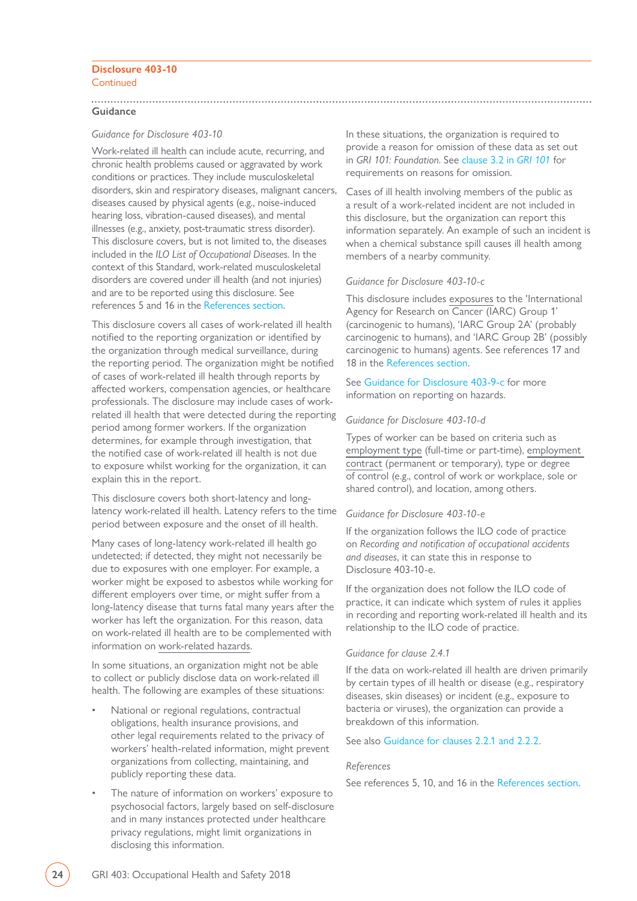**Disclosure 403-10**
Continued

## Guidance

*Guidance for Disclosure 403-10*

Work-related ill health can include acute, recurring, and chronic health problems caused or aggravated by work conditions or practices. They include musculoskeletal disorders, skin and respiratory diseases, malignant cancers, diseases caused by physical agents (e.g., noise-induced hearing loss, vibration-caused diseases), and mental illnesses (e.g., anxiety, post-traumatic stress disorder). This disclosure covers, but is not limited to, the diseases included in the *ILO List of Occupational Diseases*. In the context of this Standard, work-related musculoskeletal disorders are covered under ill health (and not injuries) and are to be reported using this disclosure. See references 5 and 16 in the References section.

This disclosure covers all cases of work-related ill health notified to the reporting organization or identified by the organization through medical surveillance, during the reporting period. The organization might be notified of cases of work-related ill health through reports by affected workers, compensation agencies, or healthcare professionals. The disclosure may include cases of work-related ill health that were detected during the reporting period among former workers. If the organization determines, for example through investigation, that the notified case of work-related ill health is not due to exposure whilst working for the organization, it can explain this in the report.

This disclosure covers both short-latency and long-latency work-related ill health. Latency refers to the time period between exposure and the onset of ill health.

Many cases of long-latency work-related ill health go undetected; if detected, they might not necessarily be due to exposures with one employer. For example, a worker might be exposed to asbestos while working for different employers over time, or might suffer from a long-latency disease that turns fatal many years after the worker has left the organization. For this reason, data on work-related ill health are to be complemented with information on work-related hazards.

In some situations, an organization might not be able to collect or publicly disclose data on work-related ill health. The following are examples of these situations:

- National or regional regulations, contractual obligations, health insurance provisions, and other legal requirements related to the privacy of workers' health-related information, might prevent organizations from collecting, maintaining, and publicly reporting these data.
- The nature of information on workers' exposure to psychosocial factors, largely based on self-disclosure and in many instances protected under healthcare privacy regulations, might limit organizations in disclosing this information.

In these situations, the organization is required to provide a reason for omission of these data as set out in *GRI 101: Foundation*. See clause 3.2 in *GRI 101* for requirements on reasons for omission.

Cases of ill health involving members of the public as a result of a work-related incident are not included in this disclosure, but the organization can report this information separately. An example of such an incident is when a chemical substance spill causes ill health among members of a nearby community.

*Guidance for Disclosure 403-10-c*

This disclosure includes exposures to the 'International Agency for Research on Cancer (IARC) Group 1' (carcinogenic to humans), 'IARC Group 2A' (probably carcinogenic to humans), and 'IARC Group 2B' (possibly carcinogenic to humans) agents. See references 17 and 18 in the References section.

See Guidance for Disclosure 403-9-c for more information on reporting on hazards.

*Guidance for Disclosure 403-10-d*

Types of worker can be based on criteria such as employment type (full-time or part-time), employment contract (permanent or temporary), type or degree of control (e.g., control of work or workplace, sole or shared control), and location, among others.

*Guidance for Disclosure 403-10-e*

If the organization follows the ILO code of practice on *Recording and notification of occupational accidents and diseases*, it can state this in response to Disclosure 403-10-e.

If the organization does not follow the ILO code of practice, it can indicate which system of rules it applies in recording and reporting work-related ill health and its relationship to the ILO code of practice.

*Guidance for clause 2.4.1*

If the data on work-related ill health are driven primarily by certain types of ill health or disease (e.g., respiratory diseases, skin diseases) or incident (e.g., exposure to bacteria or viruses), the organization can provide a breakdown of this information.

See also Guidance for clauses 2.2.1 and 2.2.2.

*References*

See references 5, 10, and 16 in the References section.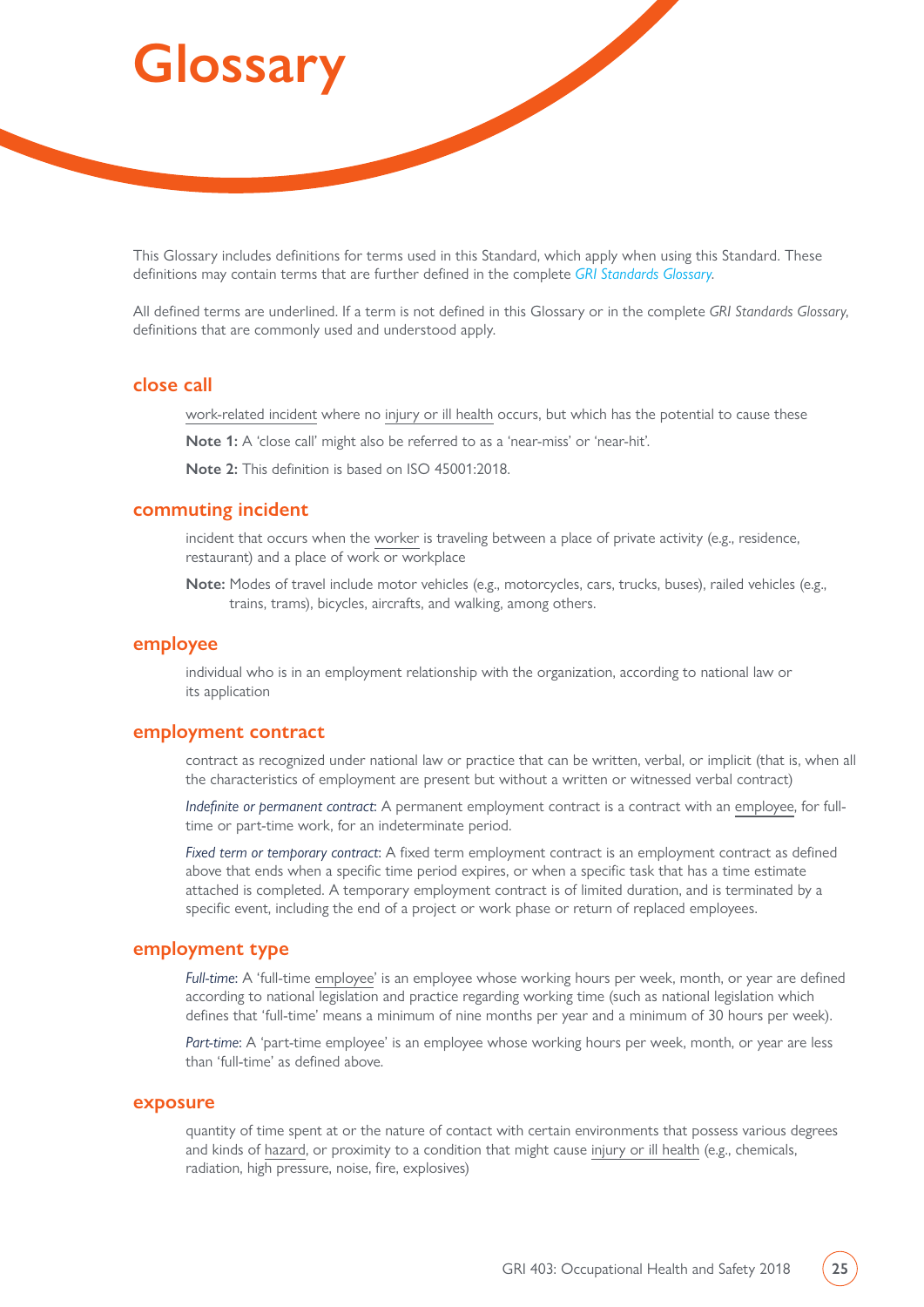# Glossary

This Glossary includes definitions for terms used in this Standard, which apply when using this Standard. These definitions may contain terms that are further defined in the complete *GRI Standards Glossary*.

All defined terms are underlined. If a term is not defined in this Glossary or in the complete *GRI Standards Glossary*, definitions that are commonly used and understood apply.

## close call

work-related incident where no injury or ill health occurs, but which has the potential to cause these

**Note 1:** A 'close call' might also be referred to as a 'near-miss' or 'near-hit'.

**Note 2:** This definition is based on ISO 45001:2018.

## commuting incident

incident that occurs when the worker is traveling between a place of private activity (e.g., residence, restaurant) and a place of work or workplace

**Note:** Modes of travel include motor vehicles (e.g., motorcycles, cars, trucks, buses), railed vehicles (e.g., trains, trams), bicycles, aircrafts, and walking, among others.

## employee

individual who is in an employment relationship with the organization, according to national law or its application

## employment contract

contract as recognized under national law or practice that can be written, verbal, or implicit (that is, when all the characteristics of employment are present but without a written or witnessed verbal contract)

*Indefinite or permanent contract*: A permanent employment contract is a contract with an employee, for full-time or part-time work, for an indeterminate period.

*Fixed term or temporary contract*: A fixed term employment contract is an employment contract as defined above that ends when a specific time period expires, or when a specific task that has a time estimate attached is completed. A temporary employment contract is of limited duration, and is terminated by a specific event, including the end of a project or work phase or return of replaced employees.

## employment type

*Full-time*: A 'full-time employee' is an employee whose working hours per week, month, or year are defined according to national legislation and practice regarding working time (such as national legislation which defines that 'full-time' means a minimum of nine months per year and a minimum of 30 hours per week).

*Part-time*: A 'part-time employee' is an employee whose working hours per week, month, or year are less than 'full-time' as defined above.

## exposure

quantity of time spent at or the nature of contact with certain environments that possess various degrees and kinds of hazard, or proximity to a condition that might cause injury or ill health (e.g., chemicals, radiation, high pressure, noise, fire, explosives)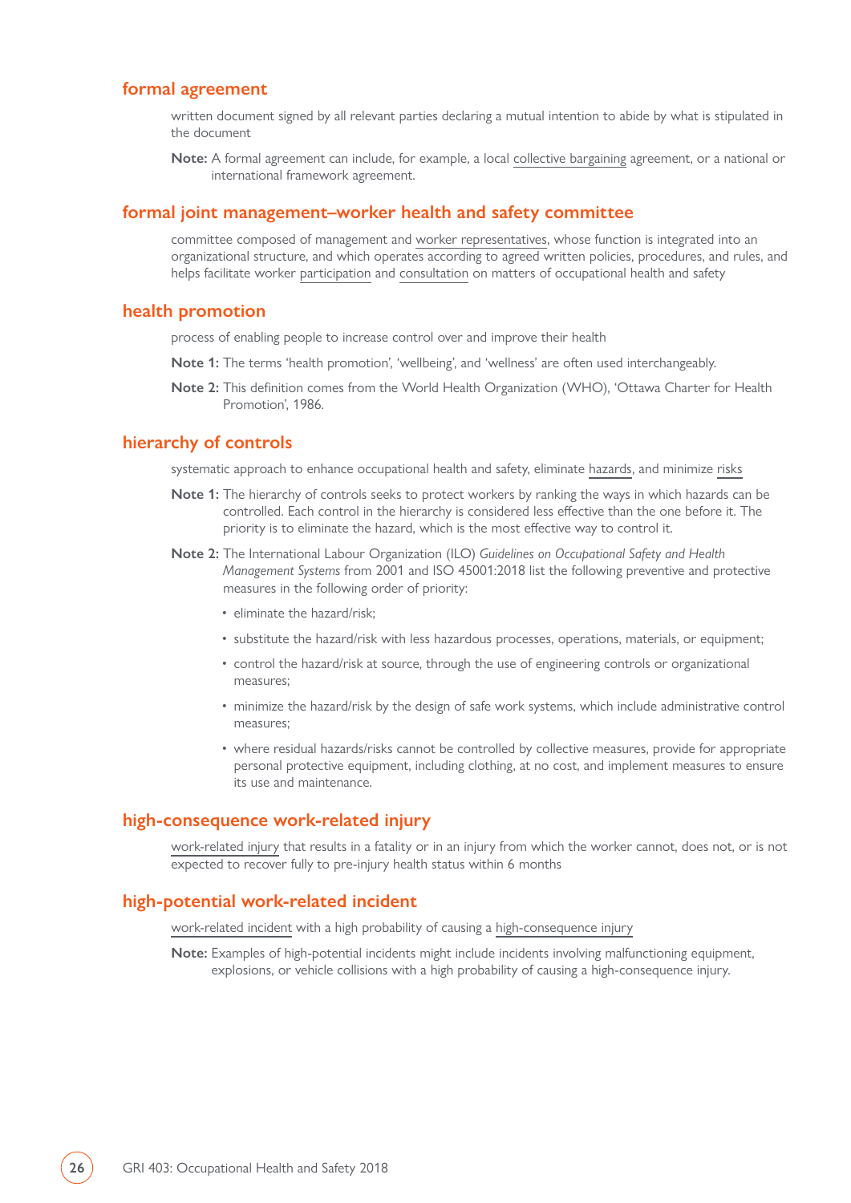### formal agreement

written document signed by all relevant parties declaring a mutual intention to abide by what is stipulated in the document

**Note:** A formal agreement can include, for example, a local collective bargaining agreement, or a national or international framework agreement.

### formal joint management–worker health and safety committee

committee composed of management and worker representatives, whose function is integrated into an organizational structure, and which operates according to agreed written policies, procedures, and rules, and helps facilitate worker participation and consultation on matters of occupational health and safety

### health promotion

process of enabling people to increase control over and improve their health

**Note 1:** The terms 'health promotion', 'wellbeing', and 'wellness' are often used interchangeably.

**Note 2:** This definition comes from the World Health Organization (WHO), 'Ottawa Charter for Health Promotion', 1986.

### hierarchy of controls

systematic approach to enhance occupational health and safety, eliminate hazards, and minimize risks

**Note 1:** The hierarchy of controls seeks to protect workers by ranking the ways in which hazards can be controlled. Each control in the hierarchy is considered less effective than the one before it. The priority is to eliminate the hazard, which is the most effective way to control it.

**Note 2:** The International Labour Organization (ILO) *Guidelines on Occupational Safety and Health Management Systems* from 2001 and ISO 45001:2018 list the following preventive and protective measures in the following order of priority:

- eliminate the hazard/risk;
- substitute the hazard/risk with less hazardous processes, operations, materials, or equipment;
- control the hazard/risk at source, through the use of engineering controls or organizational measures;
- minimize the hazard/risk by the design of safe work systems, which include administrative control measures;
- where residual hazards/risks cannot be controlled by collective measures, provide for appropriate personal protective equipment, including clothing, at no cost, and implement measures to ensure its use and maintenance.

### high-consequence work-related injury

work-related injury that results in a fatality or in an injury from which the worker cannot, does not, or is not expected to recover fully to pre-injury health status within 6 months

### high-potential work-related incident

work-related incident with a high probability of causing a high-consequence injury

**Note:** Examples of high-potential incidents might include incidents involving malfunctioning equipment, explosions, or vehicle collisions with a high probability of causing a high-consequence injury.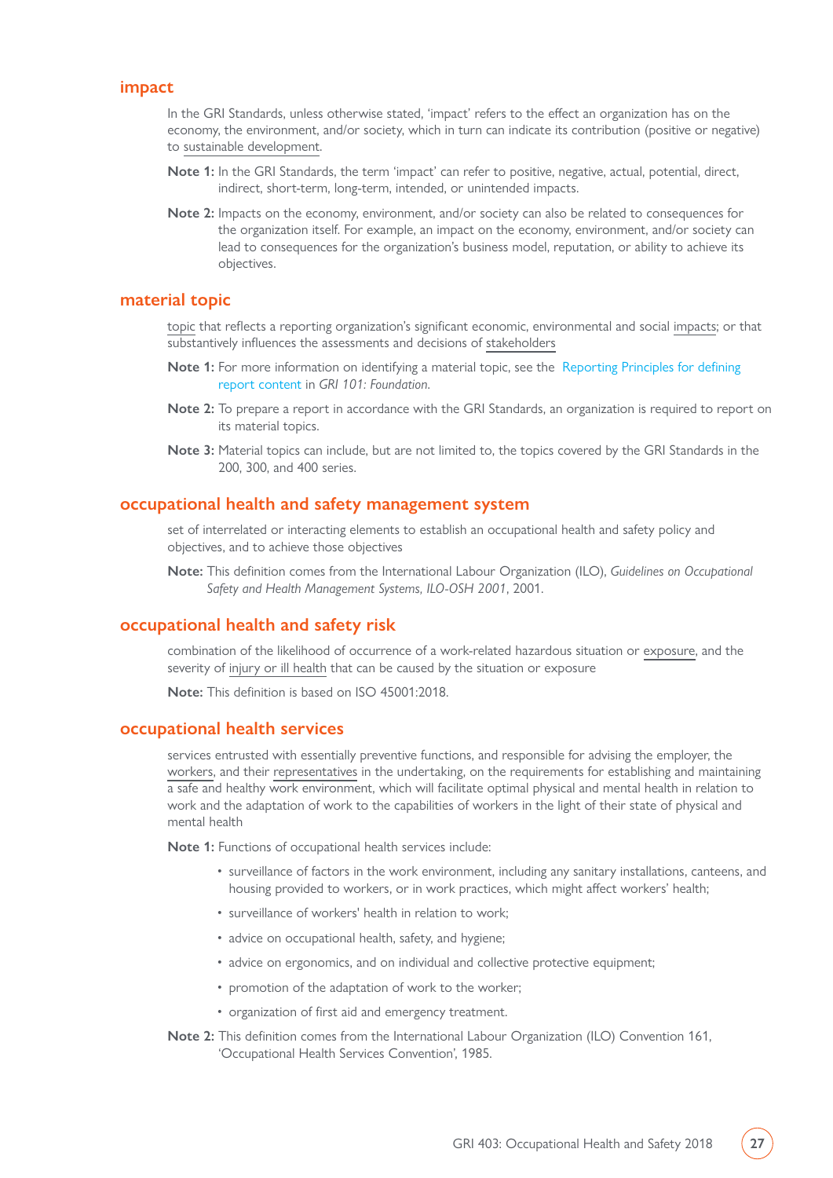## impact

In the GRI Standards, unless otherwise stated, 'impact' refers to the effect an organization has on the economy, the environment, and/or society, which in turn can indicate its contribution (positive or negative) to sustainable development.

**Note 1:** In the GRI Standards, the term 'impact' can refer to positive, negative, actual, potential, direct, indirect, short-term, long-term, intended, or unintended impacts.

**Note 2:** Impacts on the economy, environment, and/or society can also be related to consequences for the organization itself. For example, an impact on the economy, environment, and/or society can lead to consequences for the organization's business model, reputation, or ability to achieve its objectives.

## material topic

topic that reflects a reporting organization's significant economic, environmental and social impacts; or that substantively influences the assessments and decisions of stakeholders

**Note 1:** For more information on identifying a material topic, see the Reporting Principles for defining report content in *GRI 101: Foundation.*

**Note 2:** To prepare a report in accordance with the GRI Standards, an organization is required to report on its material topics.

**Note 3:** Material topics can include, but are not limited to, the topics covered by the GRI Standards in the 200, 300, and 400 series.

## occupational health and safety management system

set of interrelated or interacting elements to establish an occupational health and safety policy and objectives, and to achieve those objectives

**Note:** This definition comes from the International Labour Organization (ILO), *Guidelines on Occupational Safety and Health Management Systems, ILO-OSH 2001*, 2001.

## occupational health and safety risk

combination of the likelihood of occurrence of a work-related hazardous situation or exposure, and the severity of injury or ill health that can be caused by the situation or exposure

**Note:** This definition is based on ISO 45001:2018.

## occupational health services

services entrusted with essentially preventive functions, and responsible for advising the employer, the workers, and their representatives in the undertaking, on the requirements for establishing and maintaining a safe and healthy work environment, which will facilitate optimal physical and mental health in relation to work and the adaptation of work to the capabilities of workers in the light of their state of physical and mental health

**Note 1:** Functions of occupational health services include:

- surveillance of factors in the work environment, including any sanitary installations, canteens, and housing provided to workers, or in work practices, which might affect workers' health;
- surveillance of workers' health in relation to work;
- advice on occupational health, safety, and hygiene;
- advice on ergonomics, and on individual and collective protective equipment;
- promotion of the adaptation of work to the worker;
- organization of first aid and emergency treatment.

**Note 2:** This definition comes from the International Labour Organization (ILO) Convention 161, 'Occupational Health Services Convention', 1985.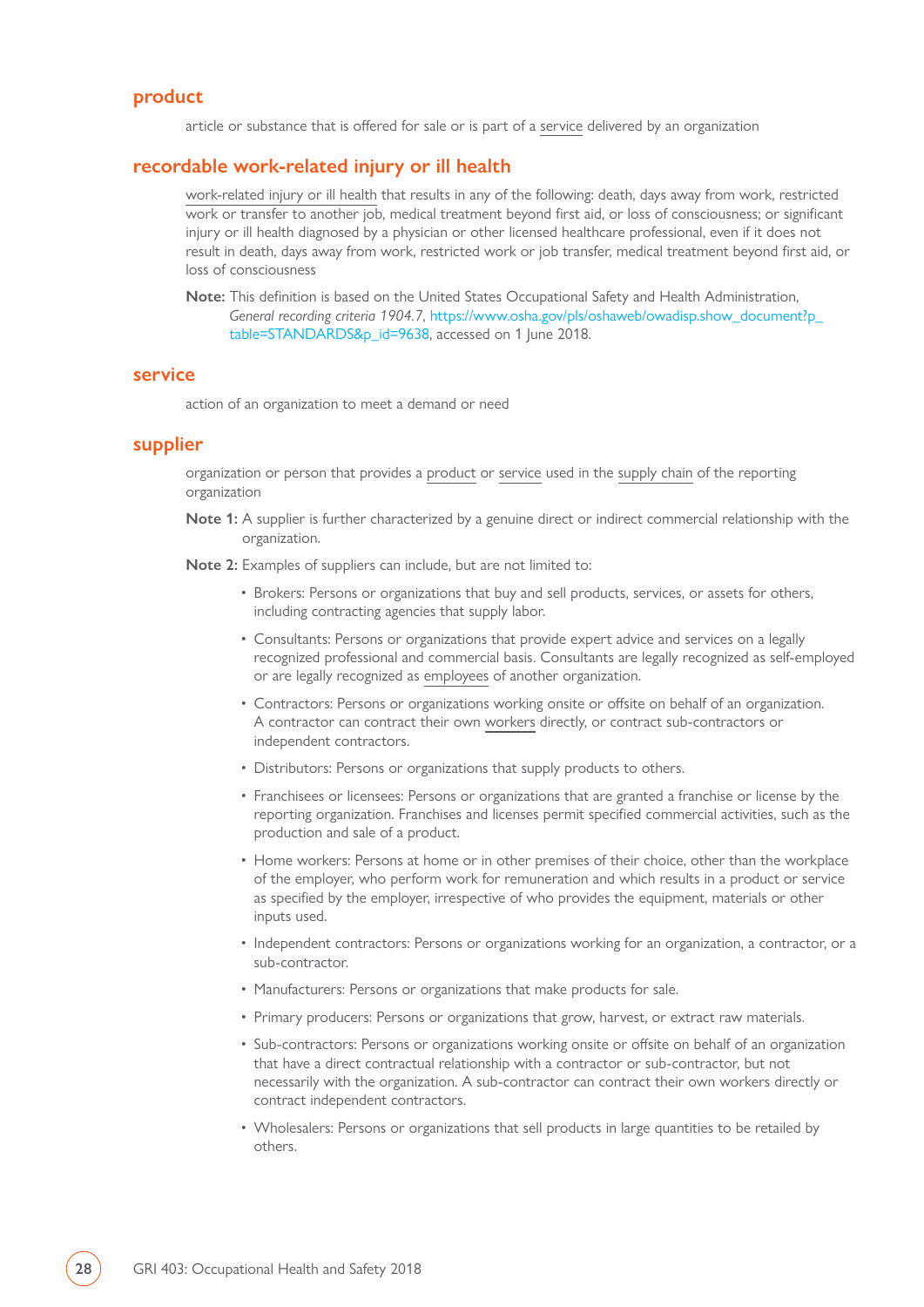## product

article or substance that is offered for sale or is part of a service delivered by an organization

## recordable work-related injury or ill health

work-related injury or ill health that results in any of the following: death, days away from work, restricted work or transfer to another job, medical treatment beyond first aid, or loss of consciousness; or significant injury or ill health diagnosed by a physician or other licensed healthcare professional, even if it does not result in death, days away from work, restricted work or job transfer, medical treatment beyond first aid, or loss of consciousness

**Note:** This definition is based on the United States Occupational Safety and Health Administration, *General recording criteria 1904.7*, https://www.osha.gov/pls/oshaweb/owadisp.show_document?p_table=STANDARDS&p_id=9638, accessed on 1 June 2018.

## service

action of an organization to meet a demand or need

## supplier

organization or person that provides a product or service used in the supply chain of the reporting organization

**Note 1:** A supplier is further characterized by a genuine direct or indirect commercial relationship with the organization.

**Note 2:** Examples of suppliers can include, but are not limited to:

- Brokers: Persons or organizations that buy and sell products, services, or assets for others, including contracting agencies that supply labor.
- Consultants: Persons or organizations that provide expert advice and services on a legally recognized professional and commercial basis. Consultants are legally recognized as self-employed or are legally recognized as employees of another organization.
- Contractors: Persons or organizations working onsite or offsite on behalf of an organization. A contractor can contract their own workers directly, or contract sub-contractors or independent contractors.
- Distributors: Persons or organizations that supply products to others.
- Franchisees or licensees: Persons or organizations that are granted a franchise or license by the reporting organization. Franchises and licenses permit specified commercial activities, such as the production and sale of a product.
- Home workers: Persons at home or in other premises of their choice, other than the workplace of the employer, who perform work for remuneration and which results in a product or service as specified by the employer, irrespective of who provides the equipment, materials or other inputs used.
- Independent contractors: Persons or organizations working for an organization, a contractor, or a sub-contractor.
- Manufacturers: Persons or organizations that make products for sale.
- Primary producers: Persons or organizations that grow, harvest, or extract raw materials.
- Sub-contractors: Persons or organizations working onsite or offsite on behalf of an organization that have a direct contractual relationship with a contractor or sub-contractor, but not necessarily with the organization. A sub-contractor can contract their own workers directly or contract independent contractors.
- Wholesalers: Persons or organizations that sell products in large quantities to be retailed by others.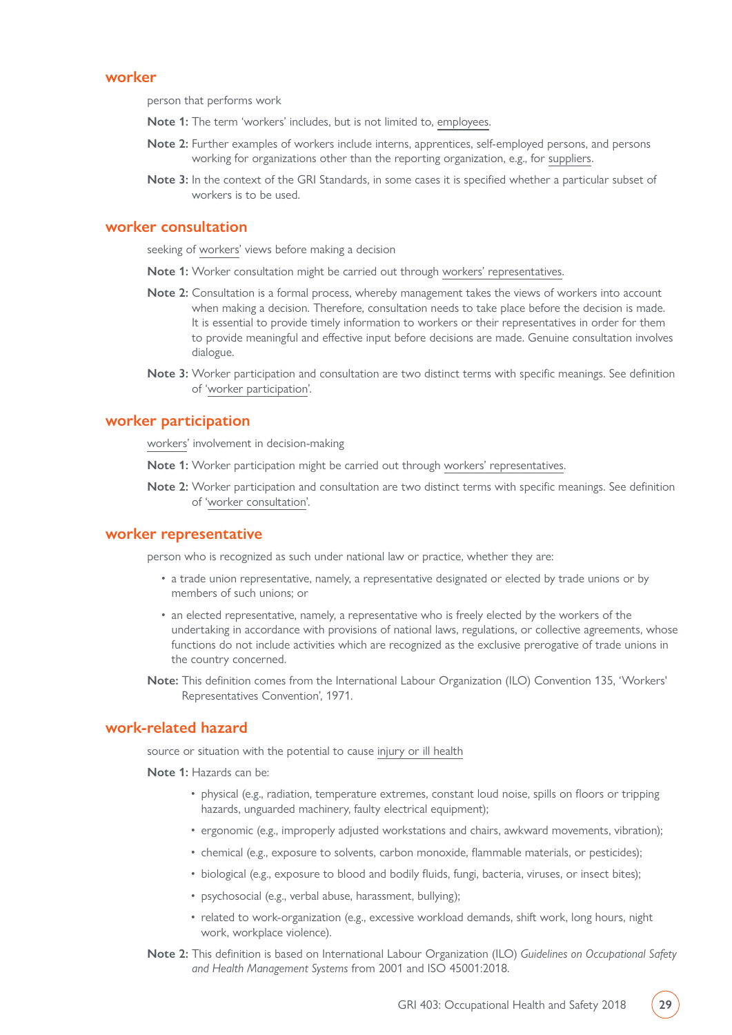## worker

person that performs work

**Note 1:** The term 'workers' includes, but is not limited to, employees.

**Note 2:** Further examples of workers include interns, apprentices, self-employed persons, and persons working for organizations other than the reporting organization, e.g., for suppliers.

**Note 3:** In the context of the GRI Standards, in some cases it is specified whether a particular subset of workers is to be used.

## worker consultation

seeking of workers' views before making a decision

**Note 1:** Worker consultation might be carried out through workers' representatives.

**Note 2:** Consultation is a formal process, whereby management takes the views of workers into account when making a decision. Therefore, consultation needs to take place before the decision is made. It is essential to provide timely information to workers or their representatives in order for them to provide meaningful and effective input before decisions are made. Genuine consultation involves dialogue.

**Note 3:** Worker participation and consultation are two distinct terms with specific meanings. See definition of 'worker participation'.

## worker participation

workers' involvement in decision-making

**Note 1:** Worker participation might be carried out through workers' representatives.

**Note 2:** Worker participation and consultation are two distinct terms with specific meanings. See definition of 'worker consultation'.

## worker representative

person who is recognized as such under national law or practice, whether they are:

- a trade union representative, namely, a representative designated or elected by trade unions or by members of such unions; or
- an elected representative, namely, a representative who is freely elected by the workers of the undertaking in accordance with provisions of national laws, regulations, or collective agreements, whose functions do not include activities which are recognized as the exclusive prerogative of trade unions in the country concerned.

**Note:** This definition comes from the International Labour Organization (ILO) Convention 135, 'Workers' Representatives Convention', 1971.

## work-related hazard

source or situation with the potential to cause injury or ill health

**Note 1:** Hazards can be:

- physical (e.g., radiation, temperature extremes, constant loud noise, spills on floors or tripping hazards, unguarded machinery, faulty electrical equipment);
- ergonomic (e.g., improperly adjusted workstations and chairs, awkward movements, vibration);
- chemical (e.g., exposure to solvents, carbon monoxide, flammable materials, or pesticides);
- biological (e.g., exposure to blood and bodily fluids, fungi, bacteria, viruses, or insect bites);
- psychosocial (e.g., verbal abuse, harassment, bullying);
- related to work-organization (e.g., excessive workload demands, shift work, long hours, night work, workplace violence).

**Note 2:** This definition is based on International Labour Organization (ILO) *Guidelines on Occupational Safety and Health Management Systems* from 2001 and ISO 45001:2018.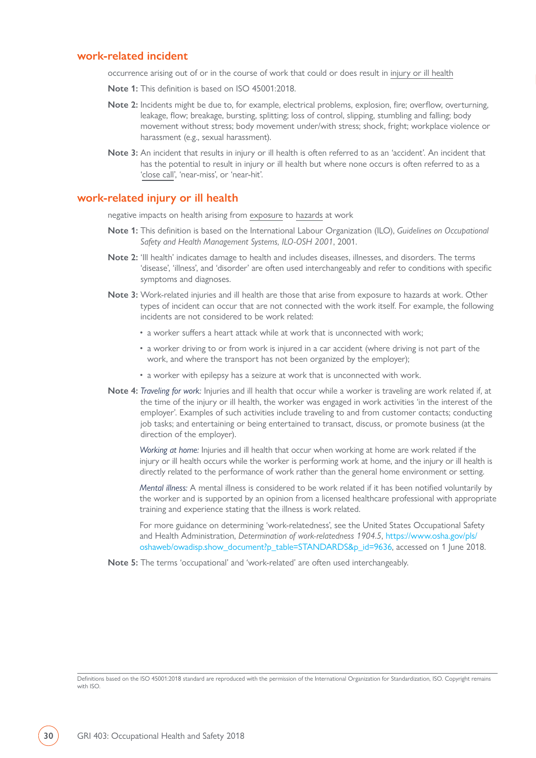## work-related incident

occurrence arising out of or in the course of work that could or does result in injury or ill health

**Note 1:** This definition is based on ISO 45001:2018.

**Note 2:** Incidents might be due to, for example, electrical problems, explosion, fire; overflow, overturning, leakage, flow; breakage, bursting, splitting; loss of control, slipping, stumbling and falling; body movement without stress; body movement under/with stress; shock, fright; workplace violence or harassment (e.g., sexual harassment).

**Note 3:** An incident that results in injury or ill health is often referred to as an 'accident'. An incident that has the potential to result in injury or ill health but where none occurs is often referred to as a 'close call', 'near-miss', or 'near-hit'.

## work-related injury or ill health

negative impacts on health arising from exposure to hazards at work

**Note 1:** This definition is based on the International Labour Organization (ILO), *Guidelines on Occupational Safety and Health Management Systems, ILO-OSH 2001*, 2001.

**Note 2:** 'Ill health' indicates damage to health and includes diseases, illnesses, and disorders. The terms 'disease', 'illness', and 'disorder' are often used interchangeably and refer to conditions with specific symptoms and diagnoses.

**Note 3:** Work-related injuries and ill health are those that arise from exposure to hazards at work. Other types of incident can occur that are not connected with the work itself. For example, the following incidents are not considered to be work related:

- a worker suffers a heart attack while at work that is unconnected with work;
- a worker driving to or from work is injured in a car accident (where driving is not part of the work, and where the transport has not been organized by the employer);
- a worker with epilepsy has a seizure at work that is unconnected with work.

**Note 4:** *Traveling for work:* Injuries and ill health that occur while a worker is traveling are work related if, at the time of the injury or ill health, the worker was engaged in work activities 'in the interest of the employer'. Examples of such activities include traveling to and from customer contacts; conducting job tasks; and entertaining or being entertained to transact, discuss, or promote business (at the direction of the employer).

*Working at home:* Injuries and ill health that occur when working at home are work related if the injury or ill health occurs while the worker is performing work at home, and the injury or ill health is directly related to the performance of work rather than the general home environment or setting.

*Mental illness:* A mental illness is considered to be work related if it has been notified voluntarily by the worker and is supported by an opinion from a licensed healthcare professional with appropriate training and experience stating that the illness is work related.

For more guidance on determining 'work-relatedness', see the United States Occupational Safety and Health Administration, *Determination of work-relatedness 1904.5*, https://www.osha.gov/pls/oshaweb/owadisp.show_document?p_table=STANDARDS&p_id=9636, accessed on 1 June 2018.

**Note 5:** The terms 'occupational' and 'work-related' are often used interchangeably.

Definitions based on the ISO 45001:2018 standard are reproduced with the permission of the International Organization for Standardization, ISO. Copyright remains with ISO.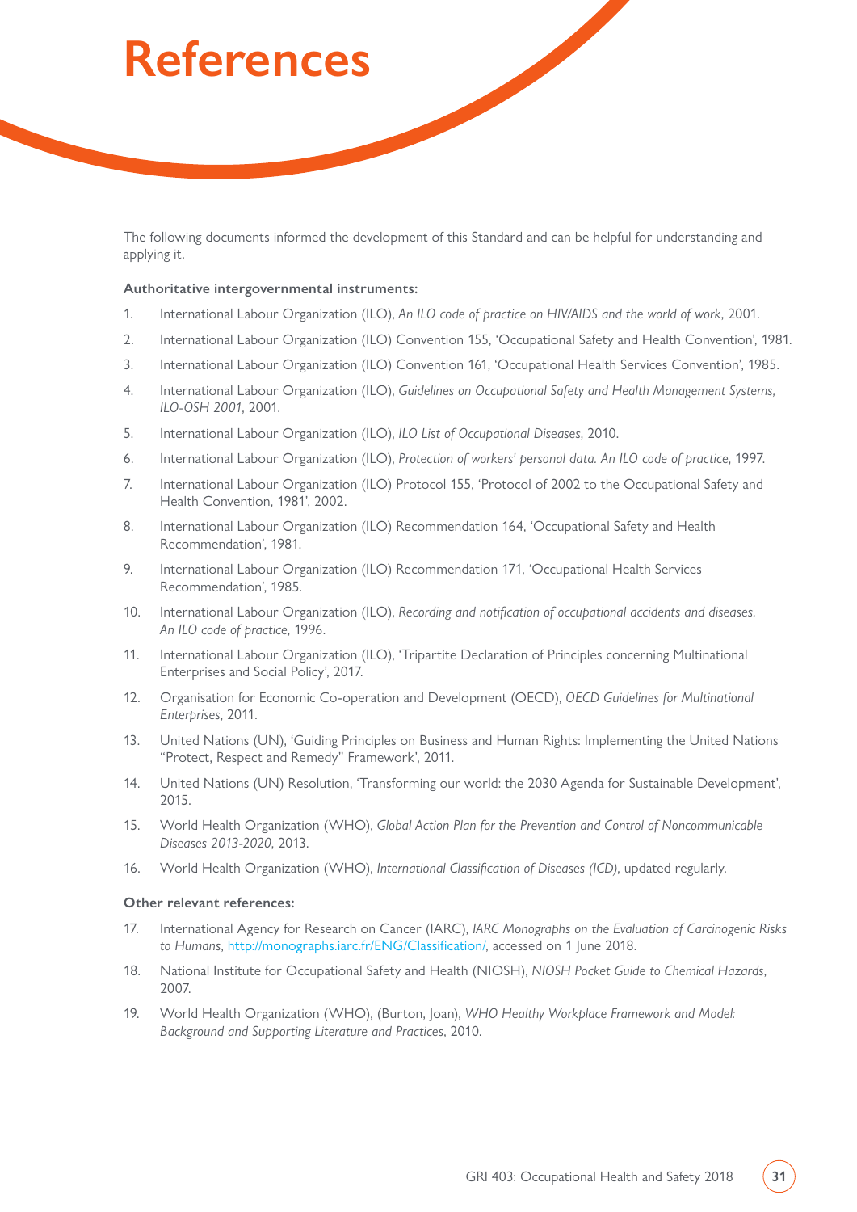# References

The following documents informed the development of this Standard and can be helpful for understanding and applying it.

**Authoritative intergovernmental instruments:**

1. International Labour Organization (ILO), *An ILO code of practice on HIV/AIDS and the world of work*, 2001.
2. International Labour Organization (ILO) Convention 155, 'Occupational Safety and Health Convention', 1981.
3. International Labour Organization (ILO) Convention 161, 'Occupational Health Services Convention', 1985.
4. International Labour Organization (ILO), *Guidelines on Occupational Safety and Health Management Systems, ILO-OSH 2001*, 2001.
5. International Labour Organization (ILO), *ILO List of Occupational Diseases*, 2010.
6. International Labour Organization (ILO), *Protection of workers' personal data. An ILO code of practice*, 1997.
7. International Labour Organization (ILO) Protocol 155, 'Protocol of 2002 to the Occupational Safety and Health Convention, 1981', 2002.
8. International Labour Organization (ILO) Recommendation 164, 'Occupational Safety and Health Recommendation', 1981.
9. International Labour Organization (ILO) Recommendation 171, 'Occupational Health Services Recommendation', 1985.
10. International Labour Organization (ILO), *Recording and notification of occupational accidents and diseases. An ILO code of practice*, 1996.
11. International Labour Organization (ILO), 'Tripartite Declaration of Principles concerning Multinational Enterprises and Social Policy', 2017.
12. Organisation for Economic Co-operation and Development (OECD), *OECD Guidelines for Multinational Enterprises*, 2011.
13. United Nations (UN), 'Guiding Principles on Business and Human Rights: Implementing the United Nations "Protect, Respect and Remedy" Framework', 2011.
14. United Nations (UN) Resolution, 'Transforming our world: the 2030 Agenda for Sustainable Development', 2015.
15. World Health Organization (WHO), *Global Action Plan for the Prevention and Control of Noncommunicable Diseases 2013-2020*, 2013.
16. World Health Organization (WHO), *International Classification of Diseases (ICD)*, updated regularly.

**Other relevant references:**

17. International Agency for Research on Cancer (IARC), *IARC Monographs on the Evaluation of Carcinogenic Risks to Humans*, http://monographs.iarc.fr/ENG/Classification/, accessed on 1 June 2018.
18. National Institute for Occupational Safety and Health (NIOSH), *NIOSH Pocket Guide to Chemical Hazards*, 2007.
19. World Health Organization (WHO), (Burton, Joan), *WHO Healthy Workplace Framework and Model: Background and Supporting Literature and Practices*, 2010.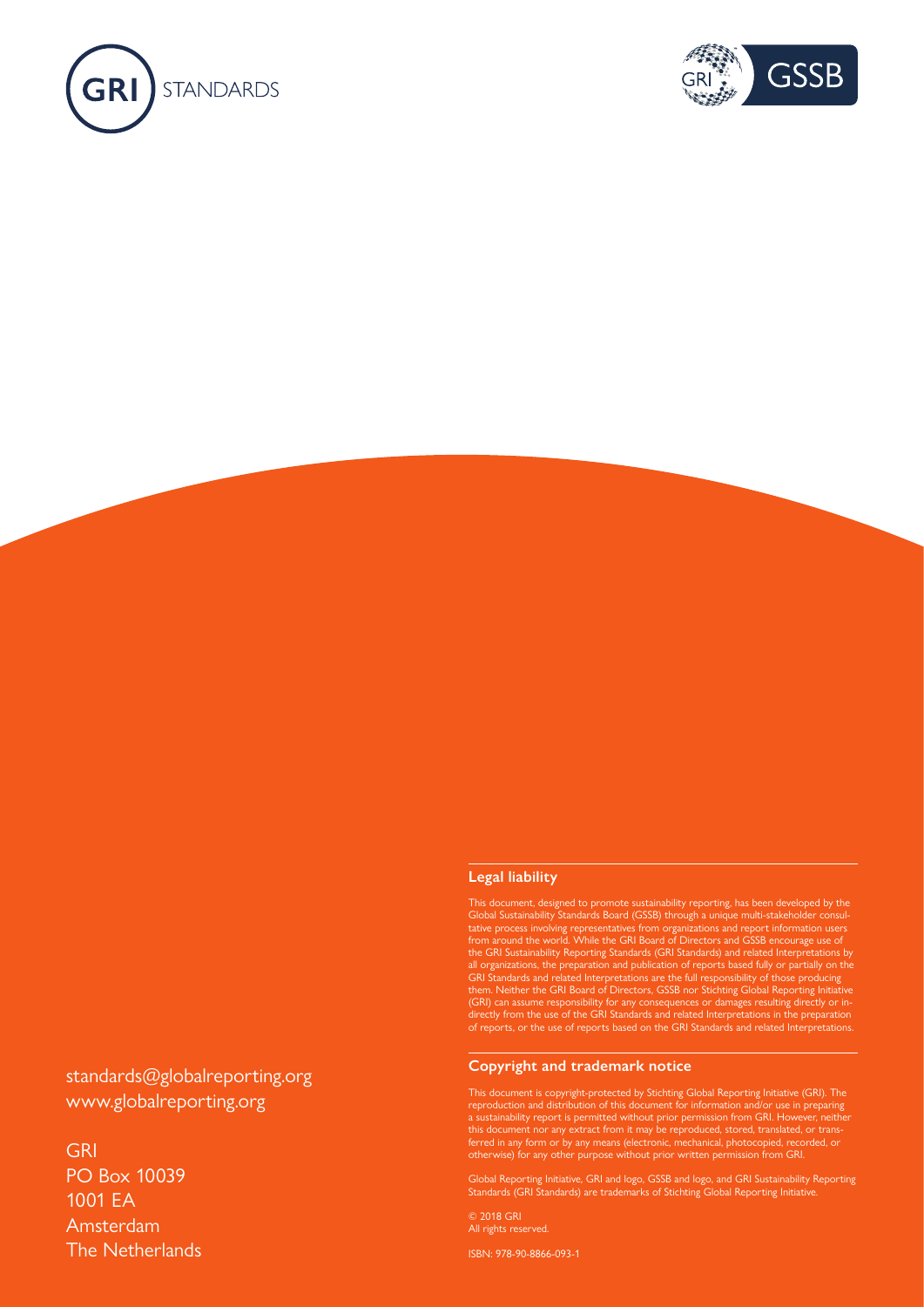GRI STANDARDS

GRI GSSB

standards@globalreporting.org
www.globalreporting.org

GRI
PO Box 10039
1001 EA
Amsterdam
The Netherlands

## Legal liability

This document, designed to promote sustainability reporting, has been developed by the Global Sustainability Standards Board (GSSB) through a unique multi-stakeholder consultative process involving representatives from organizations and report information users from around the world. While the GRI Board of Directors and GSSB encourage use of the GRI Sustainability Reporting Standards (GRI Standards) and related Interpretations by all organizations, the preparation and publication of reports based fully or partially on the GRI Standards and related Interpretations are the full responsibility of those producing them. Neither the GRI Board of Directors, GSSB nor Stichting Global Reporting Initiative (GRI) can assume responsibility for any consequences or damages resulting directly or indirectly from the use of the GRI Standards and related Interpretations in the preparation of reports, or the use of reports based on the GRI Standards and related Interpretations.

## Copyright and trademark notice

This document is copyright-protected by Stichting Global Reporting Initiative (GRI). The reproduction and distribution of this document for information and/or use in preparing a sustainability report is permitted without prior permission from GRI. However, neither this document nor any extract from it may be reproduced, stored, translated, or transferred in any form or by any means (electronic, mechanical, photocopied, recorded, or otherwise) for any other purpose without prior written permission from GRI.

Global Reporting Initiative, GRI and logo, GSSB and logo, and GRI Sustainability Reporting Standards (GRI Standards) are trademarks of Stichting Global Reporting Initiative.

© 2018 GRI
All rights reserved.

ISBN: 978-90-8866-093-1